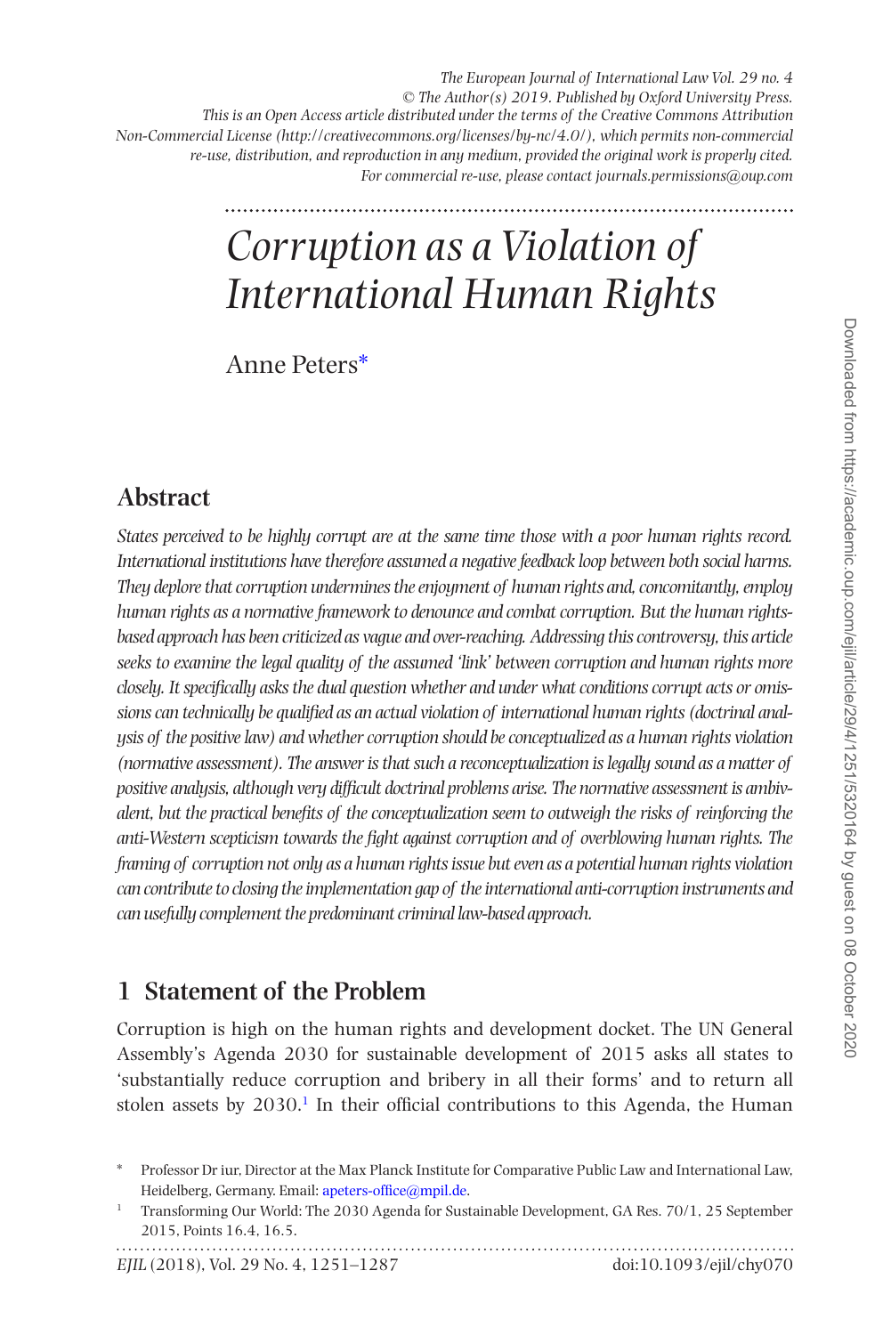*The European Journal of International Law Vol. 29 no. 4*
*© The Author(s) 2019. Published by Oxford University Press.*
*This is an Open Access article distributed under the terms of the Creative Commons Attribution Non-Commercial License (http://creativecommons.org/licenses/by-nc/4.0/), which permits non-commercial re-use, distribution, and reproduction in any medium, provided the original work is properly cited. For commercial re-use, please contact journals.permissions@oup.com*

# *Corruption as a Violation of International Human Rights*

Anne Peters*

## Abstract

*States perceived to be highly corrupt are at the same time those with a poor human rights record. International institutions have therefore assumed a negative feedback loop between both social harms. They deplore that corruption undermines the enjoyment of human rights and, concomitantly, employ human rights as a normative framework to denounce and combat corruption. But the human rights-based approach has been criticized as vague and over-reaching. Addressing this controversy, this article seeks to examine the legal quality of the assumed 'link' between corruption and human rights more closely. It specifically asks the dual question whether and under what conditions corrupt acts or omissions can technically be qualified as an actual violation of international human rights (doctrinal analysis of the positive law) and whether corruption should be conceptualized as a human rights violation (normative assessment). The answer is that such a reconceptualization is legally sound as a matter of positive analysis, although very difficult doctrinal problems arise. The normative assessment is ambivalent, but the practical benefits of the conceptualization seem to outweigh the risks of reinforcing the anti-Western scepticism towards the fight against corruption and of overblowing human rights. The framing of corruption not only as a human rights issue but even as a potential human rights violation can contribute to closing the implementation gap of the international anti-corruption instruments and can usefully complement the predominant criminal law-based approach.*

## 1 Statement of the Problem

Corruption is high on the human rights and development docket. The UN General Assembly's Agenda 2030 for sustainable development of 2015 asks all states to 'substantially reduce corruption and bribery in all their forms' and to return all stolen assets by 2030.[1] In their official contributions to this Agenda, the Human

---

\* Professor Dr iur, Director at the Max Planck Institute for Comparative Public Law and International Law, Heidelberg, Germany. Email: apeters-office@mpil.de.

[1] Transforming Our World: The 2030 Agenda for Sustainable Development, GA Res. 70/1, 25 September 2015, Points 16.4, 16.5.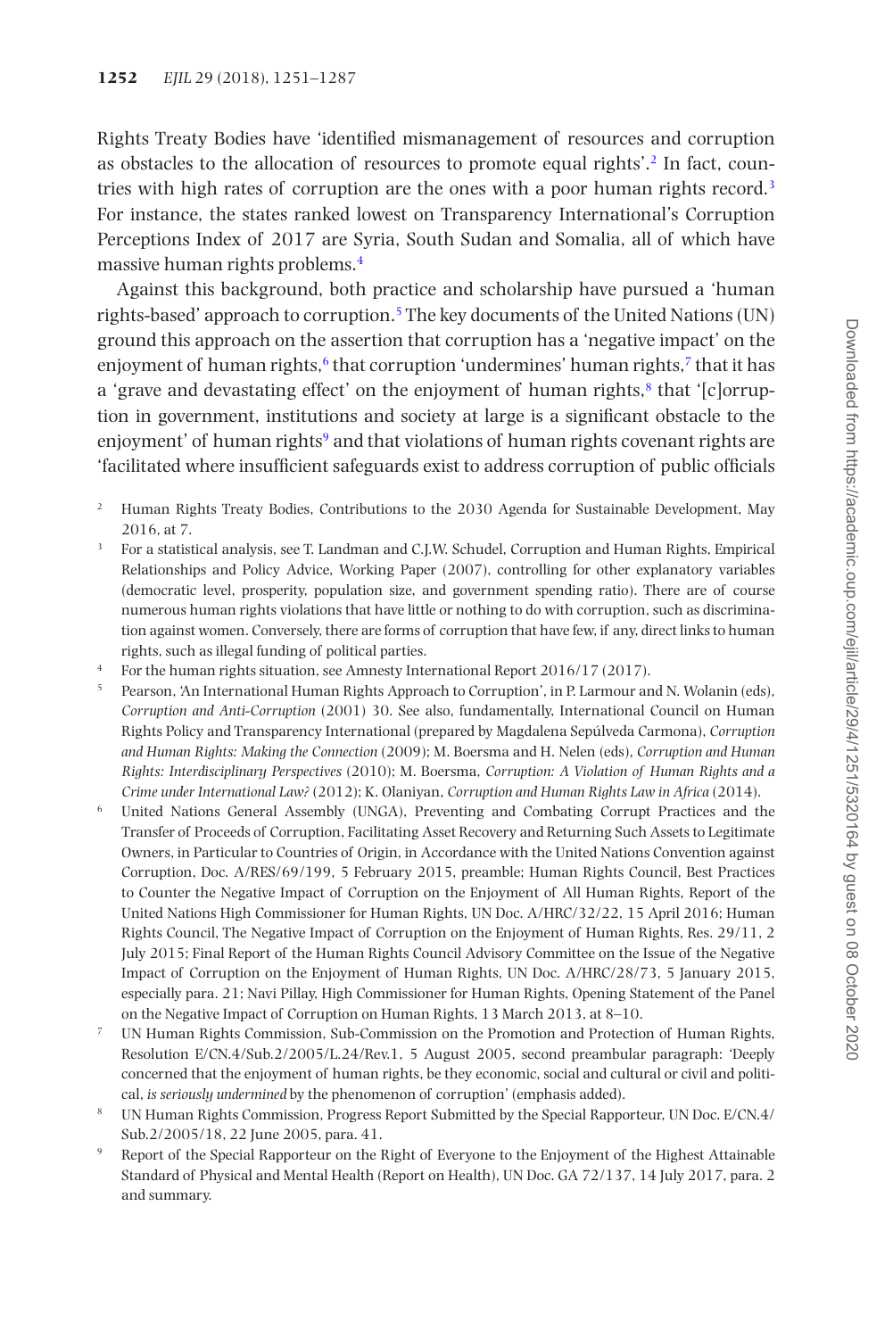Rights Treaty Bodies have 'identified mismanagement of resources and corruption as obstacles to the allocation of resources to promote equal rights'.[2] In fact, countries with high rates of corruption are the ones with a poor human rights record.[3] For instance, the states ranked lowest on Transparency International's Corruption Perceptions Index of 2017 are Syria, South Sudan and Somalia, all of which have massive human rights problems.[4]

Against this background, both practice and scholarship have pursued a 'human rights-based' approach to corruption.[5] The key documents of the United Nations (UN) ground this approach on the assertion that corruption has a 'negative impact' on the enjoyment of human rights,[6] that corruption 'undermines' human rights,[7] that it has a 'grave and devastating effect' on the enjoyment of human rights,[8] that '[c]orruption in government, institutions and society at large is a significant obstacle to the enjoyment' of human rights[9] and that violations of human rights covenant rights are 'facilitated where insufficient safeguards exist to address corruption of public officials

[2] Human Rights Treaty Bodies, Contributions to the 2030 Agenda for Sustainable Development, May 2016, at 7.

[3] For a statistical analysis, see T. Landman and C.J.W. Schudel, Corruption and Human Rights, Empirical Relationships and Policy Advice, Working Paper (2007), controlling for other explanatory variables (democratic level, prosperity, population size, and government spending ratio). There are of course numerous human rights violations that have little or nothing to do with corruption, such as discrimination against women. Conversely, there are forms of corruption that have few, if any, direct links to human rights, such as illegal funding of political parties.

[4] For the human rights situation, see Amnesty International Report 2016/17 (2017).

[5] Pearson, 'An International Human Rights Approach to Corruption', in P. Larmour and N. Wolanin (eds), *Corruption and Anti-Corruption* (2001) 30. See also, fundamentally, International Council on Human Rights Policy and Transparency International (prepared by Magdalena Sepúlveda Carmona), *Corruption and Human Rights: Making the Connection* (2009); M. Boersma and H. Nelen (eds), *Corruption and Human Rights: Interdisciplinary Perspectives* (2010); M. Boersma, *Corruption: A Violation of Human Rights and a Crime under International Law?* (2012); K. Olaniyan, *Corruption and Human Rights Law in Africa* (2014).

[6] United Nations General Assembly (UNGA), Preventing and Combating Corrupt Practices and the Transfer of Proceeds of Corruption, Facilitating Asset Recovery and Returning Such Assets to Legitimate Owners, in Particular to Countries of Origin, in Accordance with the United Nations Convention against Corruption, Doc. A/RES/69/199, 5 February 2015, preamble; Human Rights Council, Best Practices to Counter the Negative Impact of Corruption on the Enjoyment of All Human Rights, Report of the United Nations High Commissioner for Human Rights, UN Doc. A/HRC/32/22, 15 April 2016; Human Rights Council, The Negative Impact of Corruption on the Enjoyment of Human Rights, Res. 29/11, 2 July 2015; Final Report of the Human Rights Council Advisory Committee on the Issue of the Negative Impact of Corruption on the Enjoyment of Human Rights, UN Doc. A/HRC/28/73, 5 January 2015, especially para. 21; Navi Pillay, High Commissioner for Human Rights, Opening Statement of the Panel on the Negative Impact of Corruption on Human Rights, 13 March 2013, at 8–10.

[7] UN Human Rights Commission, Sub-Commission on the Promotion and Protection of Human Rights, Resolution E/CN.4/Sub.2/2005/L.24/Rev.1, 5 August 2005, second preambular paragraph: 'Deeply concerned that the enjoyment of human rights, be they economic, social and cultural or civil and political, *is seriously undermined* by the phenomenon of corruption' (emphasis added).

[8] UN Human Rights Commission, Progress Report Submitted by the Special Rapporteur, UN Doc. E/CN.4/Sub.2/2005/18, 22 June 2005, para. 41.

[9] Report of the Special Rapporteur on the Right of Everyone to the Enjoyment of the Highest Attainable Standard of Physical and Mental Health (Report on Health), UN Doc. GA 72/137, 14 July 2017, para. 2 and summary.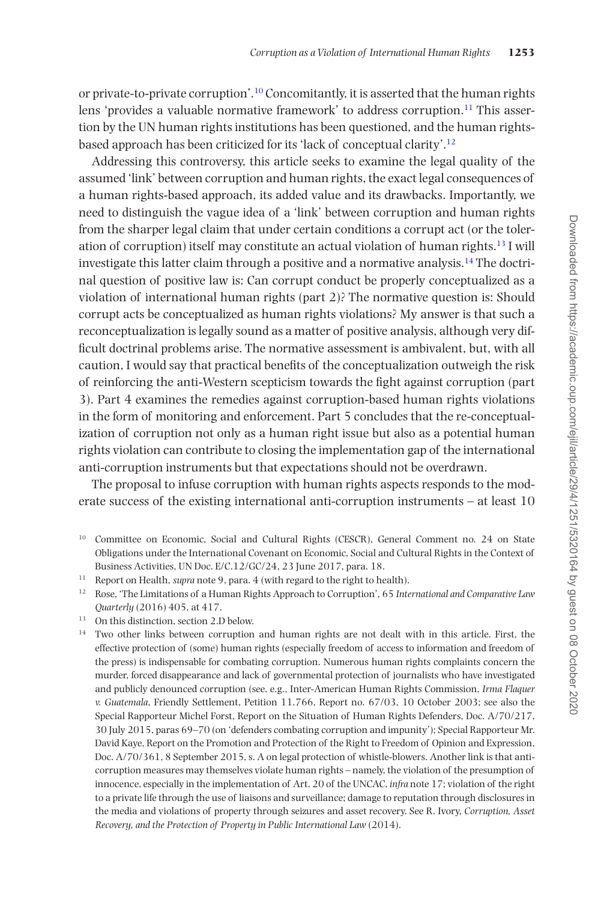or private-to-private corruption'.[10] Concomitantly, it is asserted that the human rights lens 'provides a valuable normative framework' to address corruption.[11] This assertion by the UN human rights institutions has been questioned, and the human rights-based approach has been criticized for its 'lack of conceptual clarity'.[12]

Addressing this controversy, this article seeks to examine the legal quality of the assumed 'link' between corruption and human rights, the exact legal consequences of a human rights-based approach, its added value and its drawbacks. Importantly, we need to distinguish the vague idea of a 'link' between corruption and human rights from the sharper legal claim that under certain conditions a corrupt act (or the toleration of corruption) itself may constitute an actual violation of human rights.[13] I will investigate this latter claim through a positive and a normative analysis.[14] The doctrinal question of positive law is: Can corrupt conduct be properly conceptualized as a violation of international human rights (part 2)? The normative question is: Should corrupt acts be conceptualized as human rights violations? My answer is that such a reconceptualization is legally sound as a matter of positive analysis, although very difficult doctrinal problems arise. The normative assessment is ambivalent, but, with all caution, I would say that practical benefits of the conceptualization outweigh the risk of reinforcing the anti-Western scepticism towards the fight against corruption (part 3). Part 4 examines the remedies against corruption-based human rights violations in the form of monitoring and enforcement. Part 5 concludes that the re-conceptualization of corruption not only as a human right issue but also as a potential human rights violation can contribute to closing the implementation gap of the international anti-corruption instruments but that expectations should not be overdrawn.

The proposal to infuse corruption with human rights aspects responds to the moderate success of the existing international anti-corruption instruments – at least 10

[10] Committee on Economic, Social and Cultural Rights (CESCR), General Comment no. 24 on State Obligations under the International Covenant on Economic, Social and Cultural Rights in the Context of Business Activities, UN Doc. E/C.12/GC/24, 23 June 2017, para. 18.

[11] Report on Health, *supra* note 9, para. 4 (with regard to the right to health).

[12] Rose, 'The Limitations of a Human Rights Approach to Corruption', 65 *International and Comparative Law Quarterly* (2016) 405, at 417.

[13] On this distinction, section 2.D below.

[14] Two other links between corruption and human rights are not dealt with in this article. First, the effective protection of (some) human rights (especially freedom of access to information and freedom of the press) is indispensable for combating corruption. Numerous human rights complaints concern the murder, forced disappearance and lack of governmental protection of journalists who have investigated and publicly denounced corruption (see, e.g., Inter-American Human Rights Commission, *Irma Flaquer v. Guatemala*, Friendly Settlement, Petition 11.766, Report no. 67/03, 10 October 2003; see also the Special Rapporteur Michel Forst, Report on the Situation of Human Rights Defenders, Doc. A/70/217, 30 July 2015, paras 69–70 (on 'defenders combating corruption and impunity'); Special Rapporteur Mr. David Kaye, Report on the Promotion and Protection of the Right to Freedom of Opinion and Expression, Doc. A/70/361, 8 September 2015, s. A on legal protection of whistle-blowers. Another link is that anti-corruption measures may themselves violate human rights – namely, the violation of the presumption of innocence, especially in the implementation of Art. 20 of the UNCAC, *infra* note 17; violation of the right to a private life through the use of liaisons and surveillance; damage to reputation through disclosures in the media and violations of property through seizures and asset recovery. See R. Ivory, *Corruption, Asset Recovery, and the Protection of Property in Public International Law* (2014).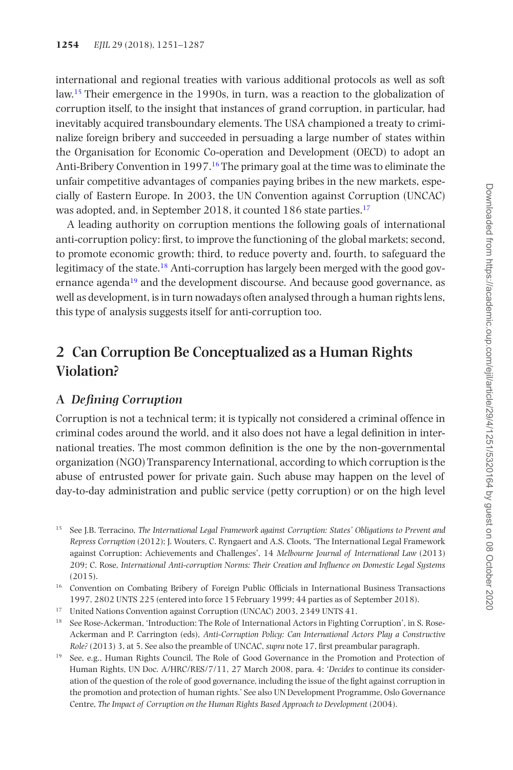international and regional treaties with various additional protocols as well as soft law.[15] Their emergence in the 1990s, in turn, was a reaction to the globalization of corruption itself, to the insight that instances of grand corruption, in particular, had inevitably acquired transboundary elements. The USA championed a treaty to criminalize foreign bribery and succeeded in persuading a large number of states within the Organisation for Economic Co-operation and Development (OECD) to adopt an Anti-Bribery Convention in 1997.[16] The primary goal at the time was to eliminate the unfair competitive advantages of companies paying bribes in the new markets, especially of Eastern Europe. In 2003, the UN Convention against Corruption (UNCAC) was adopted, and, in September 2018, it counted 186 state parties.[17]

A leading authority on corruption mentions the following goals of international anti-corruption policy: first, to improve the functioning of the global markets; second, to promote economic growth; third, to reduce poverty and, fourth, to safeguard the legitimacy of the state.[18] Anti-corruption has largely been merged with the good governance agenda[19] and the development discourse. And because good governance, as well as development, is in turn nowadays often analysed through a human rights lens, this type of analysis suggests itself for anti-corruption too.

## 2 Can Corruption Be Conceptualized as a Human Rights Violation?

### A *Defining Corruption*

Corruption is not a technical term; it is typically not considered a criminal offence in criminal codes around the world, and it also does not have a legal definition in international treaties. The most common definition is the one by the non-governmental organization (NGO) Transparency International, according to which corruption is the abuse of entrusted power for private gain. Such abuse may happen on the level of day-to-day administration and public service (petty corruption) or on the high level

---

[15] See J.B. Terracino, *The International Legal Framework against Corruption: States' Obligations to Prevent and Repress Corruption* (2012); J. Wouters, C. Ryngaert and A.S. Cloots, 'The International Legal Framework against Corruption: Achievements and Challenges', 14 *Melbourne Journal of International Law* (2013) 209; C. Rose, *International Anti-corruption Norms: Their Creation and Influence on Domestic Legal Systems* (2015).

[16] Convention on Combating Bribery of Foreign Public Officials in International Business Transactions 1997, 2802 UNTS 225 (entered into force 15 February 1999; 44 parties as of September 2018).

[17] United Nations Convention against Corruption (UNCAC) 2003, 2349 UNTS 41.

[18] See Rose-Ackerman, 'Introduction: The Role of International Actors in Fighting Corruption', in S. Rose-Ackerman and P. Carrington (eds), *Anti-Corruption Policy: Can International Actors Play a Constructive Role?* (2013) 3, at 5. See also the preamble of UNCAC, *supra* note 17, first preambular paragraph.

[19] See, e.g., Human Rights Council, The Role of Good Governance in the Promotion and Protection of Human Rights, UN Doc. A/HRC/RES/7/11, 27 March 2008, para. 4: '*Decides* to continue its consideration of the question of the role of good governance, including the issue of the fight against corruption in the promotion and protection of human rights.' See also UN Development Programme, Oslo Governance Centre, *The Impact of Corruption on the Human Rights Based Approach to Development* (2004).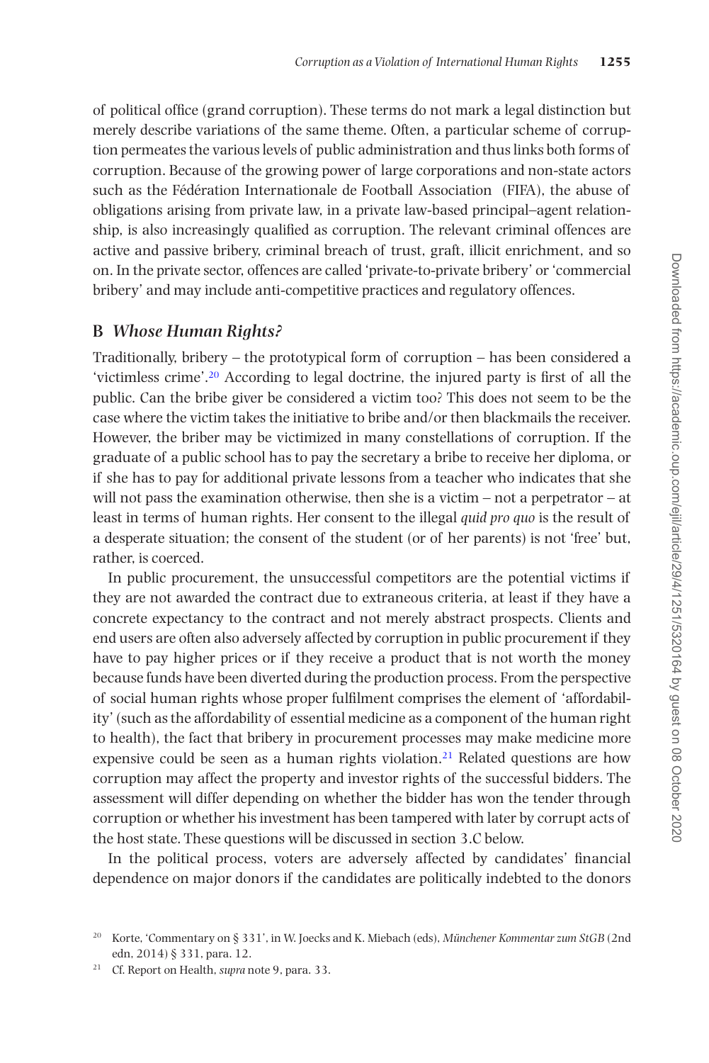of political office (grand corruption). These terms do not mark a legal distinction but merely describe variations of the same theme. Often, a particular scheme of corruption permeates the various levels of public administration and thus links both forms of corruption. Because of the growing power of large corporations and non-state actors such as the Fédération Internationale de Football Association (FIFA), the abuse of obligations arising from private law, in a private law-based principal–agent relationship, is also increasingly qualified as corruption. The relevant criminal offences are active and passive bribery, criminal breach of trust, graft, illicit enrichment, and so on. In the private sector, offences are called 'private-to-private bribery' or 'commercial bribery' and may include anti-competitive practices and regulatory offences.

## B *Whose Human Rights?*

Traditionally, bribery – the prototypical form of corruption – has been considered a 'victimless crime'.[20] According to legal doctrine, the injured party is first of all the public. Can the bribe giver be considered a victim too? This does not seem to be the case where the victim takes the initiative to bribe and/or then blackmails the receiver. However, the briber may be victimized in many constellations of corruption. If the graduate of a public school has to pay the secretary a bribe to receive her diploma, or if she has to pay for additional private lessons from a teacher who indicates that she will not pass the examination otherwise, then she is a victim – not a perpetrator – at least in terms of human rights. Her consent to the illegal *quid pro quo* is the result of a desperate situation; the consent of the student (or of her parents) is not 'free' but, rather, is coerced.

In public procurement, the unsuccessful competitors are the potential victims if they are not awarded the contract due to extraneous criteria, at least if they have a concrete expectancy to the contract and not merely abstract prospects. Clients and end users are often also adversely affected by corruption in public procurement if they have to pay higher prices or if they receive a product that is not worth the money because funds have been diverted during the production process. From the perspective of social human rights whose proper fulfilment comprises the element of 'affordability' (such as the affordability of essential medicine as a component of the human right to health), the fact that bribery in procurement processes may make medicine more expensive could be seen as a human rights violation.[21] Related questions are how corruption may affect the property and investor rights of the successful bidders. The assessment will differ depending on whether the bidder has won the tender through corruption or whether his investment has been tampered with later by corrupt acts of the host state. These questions will be discussed in section 3.C below.

In the political process, voters are adversely affected by candidates' financial dependence on major donors if the candidates are politically indebted to the donors

---

[20] Korte, 'Commentary on § 331', in W. Joecks and K. Miebach (eds), *Münchener Kommentar zum StGB* (2nd edn, 2014) § 331, para. 12.

[21] Cf. Report on Health, *supra* note 9, para. 33.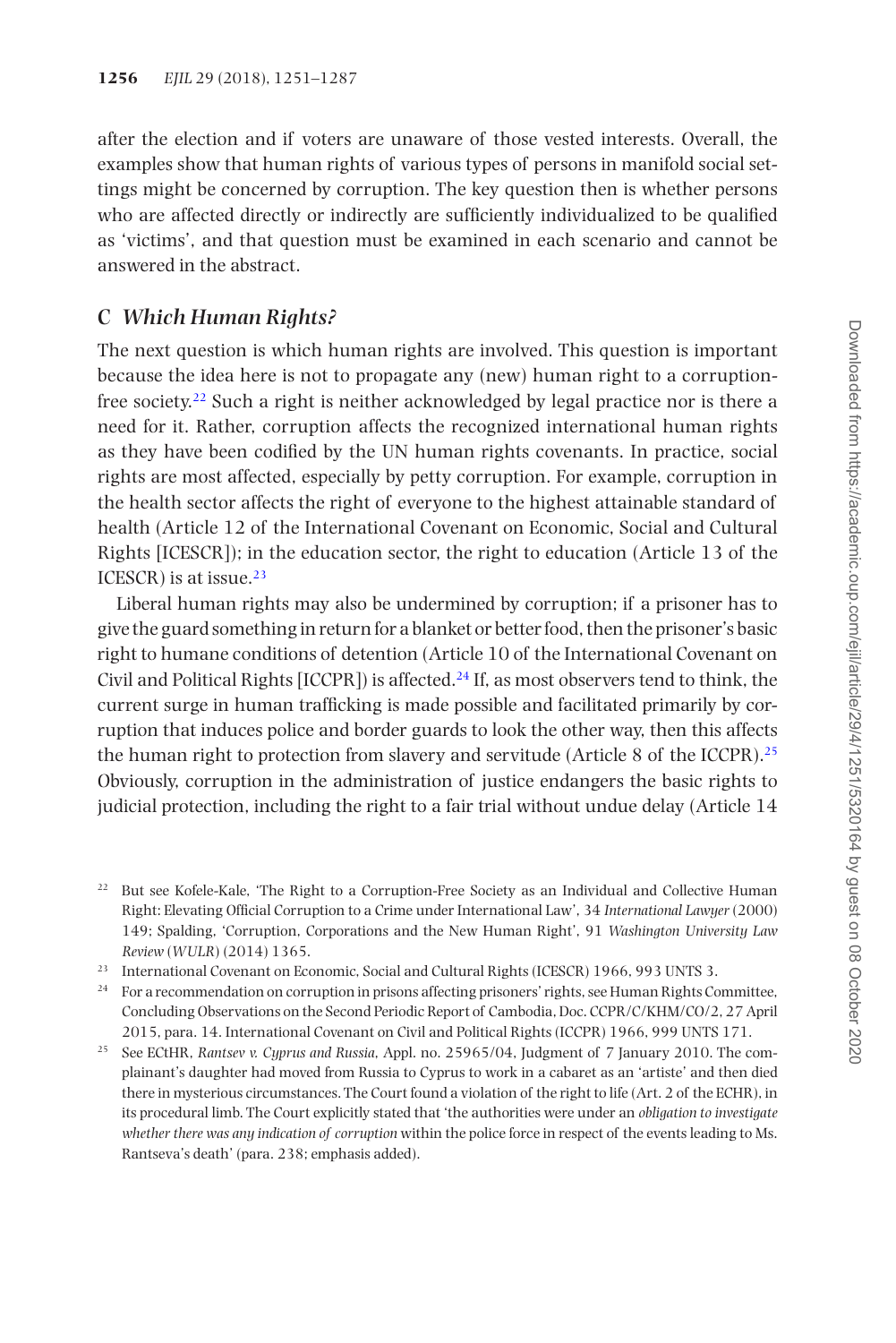after the election and if voters are unaware of those vested interests. Overall, the examples show that human rights of various types of persons in manifold social settings might be concerned by corruption. The key question then is whether persons who are affected directly or indirectly are sufficiently individualized to be qualified as 'victims', and that question must be examined in each scenario and cannot be answered in the abstract.

### C *Which Human Rights?*

The next question is which human rights are involved. This question is important because the idea here is not to propagate any (new) human right to a corruption-free society.[22] Such a right is neither acknowledged by legal practice nor is there a need for it. Rather, corruption affects the recognized international human rights as they have been codified by the UN human rights covenants. In practice, social rights are most affected, especially by petty corruption. For example, corruption in the health sector affects the right of everyone to the highest attainable standard of health (Article 12 of the International Covenant on Economic, Social and Cultural Rights [ICESCR]); in the education sector, the right to education (Article 13 of the ICESCR) is at issue.[23]

Liberal human rights may also be undermined by corruption; if a prisoner has to give the guard something in return for a blanket or better food, then the prisoner's basic right to humane conditions of detention (Article 10 of the International Covenant on Civil and Political Rights [ICCPR]) is affected.[24] If, as most observers tend to think, the current surge in human trafficking is made possible and facilitated primarily by corruption that induces police and border guards to look the other way, then this affects the human right to protection from slavery and servitude (Article 8 of the ICCPR).[25] Obviously, corruption in the administration of justice endangers the basic rights to judicial protection, including the right to a fair trial without undue delay (Article 14

---

[22] But see Kofele-Kale, 'The Right to a Corruption-Free Society as an Individual and Collective Human Right: Elevating Official Corruption to a Crime under International Law', 34 *International Lawyer* (2000) 149; Spalding, 'Corruption, Corporations and the New Human Right', 91 *Washington University Law Review* (*WULR*) (2014) 1365.

[23] International Covenant on Economic, Social and Cultural Rights (ICESCR) 1966, 993 UNTS 3.

[24] For a recommendation on corruption in prisons affecting prisoners' rights, see Human Rights Committee, Concluding Observations on the Second Periodic Report of Cambodia, Doc. CCPR/C/KHM/CO/2, 27 April 2015, para. 14. International Covenant on Civil and Political Rights (ICCPR) 1966, 999 UNTS 171.

[25] See ECtHR, *Rantsev v. Cyprus and Russia*, Appl. no. 25965/04, Judgment of 7 January 2010. The complainant's daughter had moved from Russia to Cyprus to work in a cabaret as an 'artiste' and then died there in mysterious circumstances. The Court found a violation of the right to life (Art. 2 of the ECHR), in its procedural limb. The Court explicitly stated that 'the authorities were under an *obligation to investigate whether there was any indication of corruption* within the police force in respect of the events leading to Ms. Rantseva's death' (para. 238; emphasis added).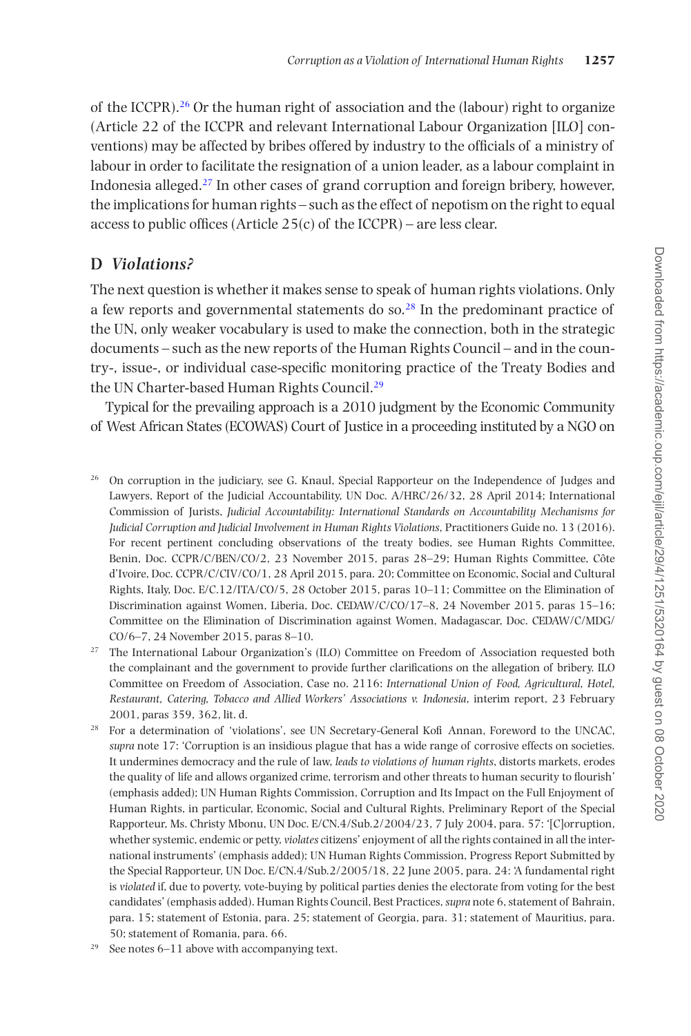of the ICCPR).[26] Or the human right of association and the (labour) right to organize (Article 22 of the ICCPR and relevant International Labour Organization [ILO] conventions) may be affected by bribes offered by industry to the officials of a ministry of labour in order to facilitate the resignation of a union leader, as a labour complaint in Indonesia alleged.[27] In other cases of grand corruption and foreign bribery, however, the implications for human rights – such as the effect of nepotism on the right to equal access to public offices (Article 25(c) of the ICCPR) – are less clear.

## D *Violations?*

The next question is whether it makes sense to speak of human rights violations. Only a few reports and governmental statements do so.[28] In the predominant practice of the UN, only weaker vocabulary is used to make the connection, both in the strategic documents – such as the new reports of the Human Rights Council – and in the country-, issue-, or individual case-specific monitoring practice of the Treaty Bodies and the UN Charter-based Human Rights Council.[29]

Typical for the prevailing approach is a 2010 judgment by the Economic Community of West African States (ECOWAS) Court of Justice in a proceeding instituted by a NGO on

---

[26] On corruption in the judiciary, see G. Knaul, Special Rapporteur on the Independence of Judges and Lawyers, Report of the Judicial Accountability, UN Doc. A/HRC/26/32, 28 April 2014; International Commission of Jurists, *Judicial Accountability: International Standards on Accountability Mechanisms for Judicial Corruption and Judicial Involvement in Human Rights Violations*, Practitioners Guide no. 13 (2016). For recent pertinent concluding observations of the treaty bodies, see Human Rights Committee, Benin, Doc. CCPR/C/BEN/CO/2, 23 November 2015, paras 28–29; Human Rights Committee, Côte d'Ivoire, Doc. CCPR/C/CIV/CO/1, 28 April 2015, para. 20; Committee on Economic, Social and Cultural Rights, Italy, Doc. E/C.12/ITA/CO/5, 28 October 2015, paras 10–11; Committee on the Elimination of Discrimination against Women, Liberia, Doc. CEDAW/C/CO/17–8, 24 November 2015, paras 15–16; Committee on the Elimination of Discrimination against Women, Madagascar, Doc. CEDAW/C/MDG/CO/6–7, 24 November 2015, paras 8–10.

[27] The International Labour Organization's (ILO) Committee on Freedom of Association requested both the complainant and the government to provide further clarifications on the allegation of bribery. ILO Committee on Freedom of Association, Case no. 2116: *International Union of Food, Agricultural, Hotel, Restaurant, Catering, Tobacco and Allied Workers' Associations v. Indonesia*, interim report, 23 February 2001, paras 359, 362, lit. d.

[28] For a determination of 'violations', see UN Secretary-General Kofi Annan, Foreword to the UNCAC, *supra* note 17: 'Corruption is an insidious plague that has a wide range of corrosive effects on societies. It undermines democracy and the rule of law, *leads to violations of human rights*, distorts markets, erodes the quality of life and allows organized crime, terrorism and other threats to human security to flourish' (emphasis added); UN Human Rights Commission, Corruption and Its Impact on the Full Enjoyment of Human Rights, in particular, Economic, Social and Cultural Rights, Preliminary Report of the Special Rapporteur, Ms. Christy Mbonu, UN Doc. E/CN.4/Sub.2/2004/23, 7 July 2004, para. 57: '[C]orruption, whether systemic, endemic or petty, *violates* citizens' enjoyment of all the rights contained in all the international instruments' (emphasis added); UN Human Rights Commission, Progress Report Submitted by the Special Rapporteur, UN Doc. E/CN.4/Sub.2/2005/18, 22 June 2005, para. 24: 'A fundamental right is *violated* if, due to poverty, vote-buying by political parties denies the electorate from voting for the best candidates' (emphasis added). Human Rights Council, Best Practices, *supra* note 6, statement of Bahrain, para. 15; statement of Estonia, para. 25; statement of Georgia, para. 31; statement of Mauritius, para. 50; statement of Romania, para. 66.

[29] See notes 6–11 above with accompanying text.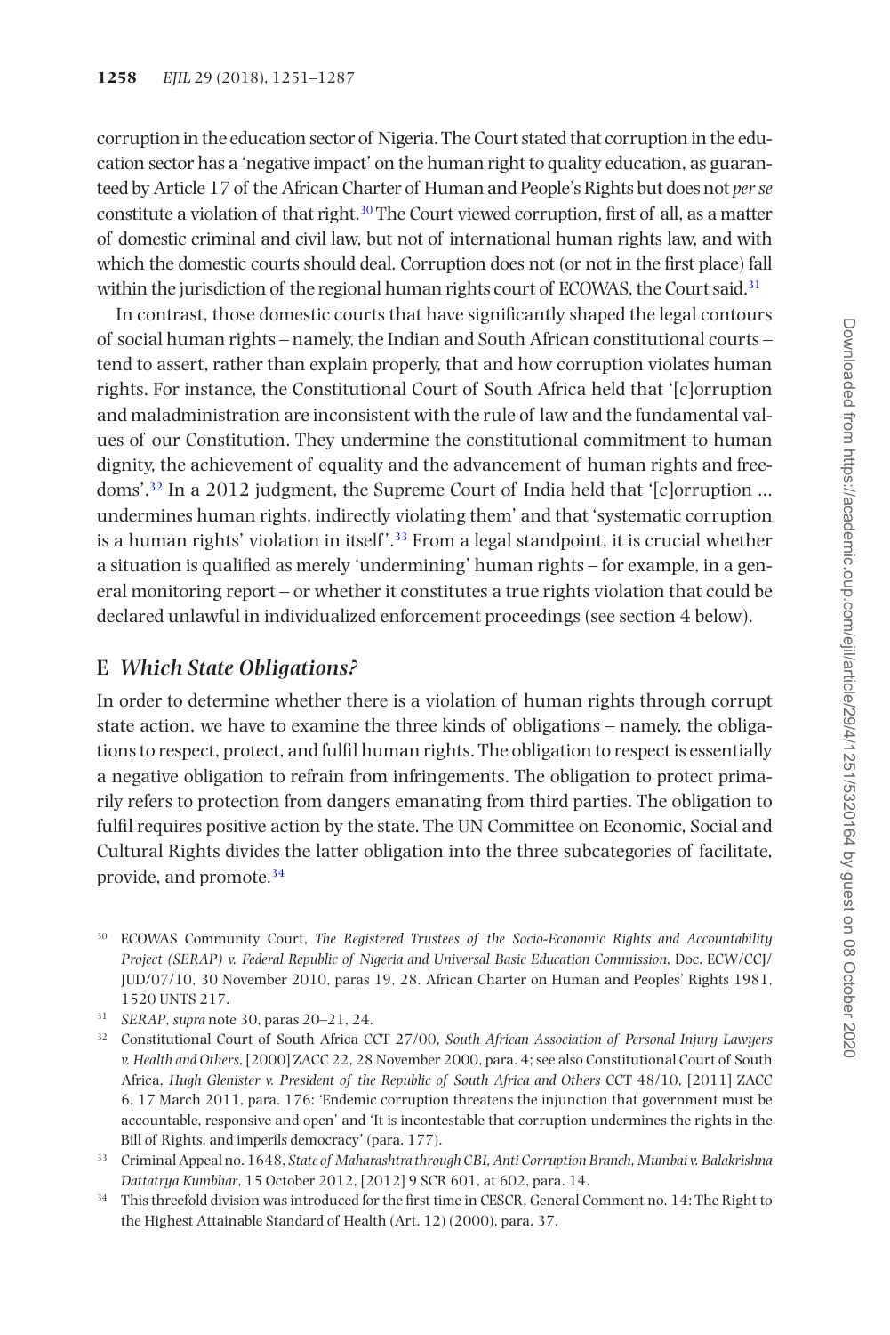corruption in the education sector of Nigeria. The Court stated that corruption in the education sector has a 'negative impact' on the human right to quality education, as guaranteed by Article 17 of the African Charter of Human and People's Rights but does not *per se* constitute a violation of that right.[30] The Court viewed corruption, first of all, as a matter of domestic criminal and civil law, but not of international human rights law, and with which the domestic courts should deal. Corruption does not (or not in the first place) fall within the jurisdiction of the regional human rights court of ECOWAS, the Court said.[31]

In contrast, those domestic courts that have significantly shaped the legal contours of social human rights – namely, the Indian and South African constitutional courts – tend to assert, rather than explain properly, that and how corruption violates human rights. For instance, the Constitutional Court of South Africa held that '[c]orruption and maladministration are inconsistent with the rule of law and the fundamental values of our Constitution. They undermine the constitutional commitment to human dignity, the achievement of equality and the advancement of human rights and freedoms'.[32] In a 2012 judgment, the Supreme Court of India held that '[c]orruption ... undermines human rights, indirectly violating them' and that 'systematic corruption is a human rights' violation in itself'.[33] From a legal standpoint, it is crucial whether a situation is qualified as merely 'undermining' human rights – for example, in a general monitoring report – or whether it constitutes a true rights violation that could be declared unlawful in individualized enforcement proceedings (see section 4 below).

## E *Which State Obligations?*

In order to determine whether there is a violation of human rights through corrupt state action, we have to examine the three kinds of obligations – namely, the obligations to respect, protect, and fulfil human rights. The obligation to respect is essentially a negative obligation to refrain from infringements. The obligation to protect primarily refers to protection from dangers emanating from third parties. The obligation to fulfil requires positive action by the state. The UN Committee on Economic, Social and Cultural Rights divides the latter obligation into the three subcategories of facilitate, provide, and promote.[34]

---

[30] ECOWAS Community Court, *The Registered Trustees of the Socio-Economic Rights and Accountability Project (SERAP) v. Federal Republic of Nigeria and Universal Basic Education Commission*, Doc. ECW/CCJ/JUD/07/10, 30 November 2010, paras 19, 28. African Charter on Human and Peoples' Rights 1981, 1520 UNTS 217.

[31] *SERAP*, *supra* note 30, paras 20–21, 24.

[32] Constitutional Court of South Africa CCT 27/00, *South African Association of Personal Injury Lawyers v. Health and Others*, [2000] ZACC 22, 28 November 2000, para. 4; see also Constitutional Court of South Africa, *Hugh Glenister v. President of the Republic of South Africa and Others* CCT 48/10, [2011] ZACC 6, 17 March 2011, para. 176: 'Endemic corruption threatens the injunction that government must be accountable, responsive and open' and 'It is incontestable that corruption undermines the rights in the Bill of Rights, and imperils democracy' (para. 177).

[33] Criminal Appeal no. 1648, *State of Maharashtra through CBI, Anti Corruption Branch, Mumbai v. Balakrishna Dattatrya Kumbhar*, 15 October 2012, [2012] 9 SCR 601, at 602, para. 14.

[34] This threefold division was introduced for the first time in CESCR, General Comment no. 14: The Right to the Highest Attainable Standard of Health (Art. 12) (2000), para. 37.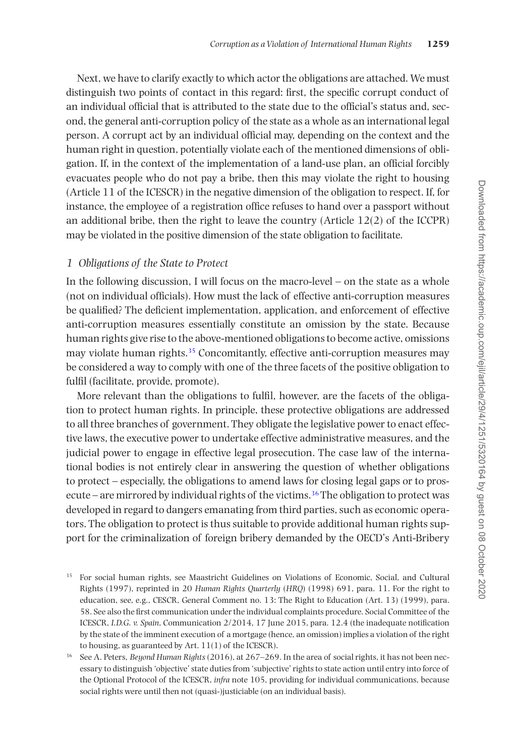Next, we have to clarify exactly to which actor the obligations are attached. We must distinguish two points of contact in this regard: first, the specific corrupt conduct of an individual official that is attributed to the state due to the official's status and, second, the general anti-corruption policy of the state as a whole as an international legal person. A corrupt act by an individual official may, depending on the context and the human right in question, potentially violate each of the mentioned dimensions of obligation. If, in the context of the implementation of a land-use plan, an official forcibly evacuates people who do not pay a bribe, then this may violate the right to housing (Article 11 of the ICESCR) in the negative dimension of the obligation to respect. If, for instance, the employee of a registration office refuses to hand over a passport without an additional bribe, then the right to leave the country (Article 12(2) of the ICCPR) may be violated in the positive dimension of the state obligation to facilitate.

### *1 Obligations of the State to Protect*

In the following discussion, I will focus on the macro-level – on the state as a whole (not on individual officials). How must the lack of effective anti-corruption measures be qualified? The deficient implementation, application, and enforcement of effective anti-corruption measures essentially constitute an omission by the state. Because human rights give rise to the above-mentioned obligations to become active, omissions may violate human rights.[35] Concomitantly, effective anti-corruption measures may be considered a way to comply with one of the three facets of the positive obligation to fulfil (facilitate, provide, promote).

More relevant than the obligations to fulfil, however, are the facets of the obligation to protect human rights. In principle, these protective obligations are addressed to all three branches of government. They obligate the legislative power to enact effective laws, the executive power to undertake effective administrative measures, and the judicial power to engage in effective legal prosecution. The case law of the international bodies is not entirely clear in answering the question of whether obligations to protect – especially, the obligations to amend laws for closing legal gaps or to prosecute – are mirrored by individual rights of the victims.[36] The obligation to protect was developed in regard to dangers emanating from third parties, such as economic operators. The obligation to protect is thus suitable to provide additional human rights support for the criminalization of foreign bribery demanded by the OECD's Anti-Bribery

[35] For social human rights, see Maastricht Guidelines on Violations of Economic, Social, and Cultural Rights (1997), reprinted in 20 *Human Rights Quarterly* (*HRQ*) (1998) 691, para. 11. For the right to education, see, e.g., CESCR, General Comment no. 13: The Right to Education (Art. 13) (1999), para. 58. See also the first communication under the individual complaints procedure. Social Committee of the ICESCR, *I.D.G. v. Spain*, Communication 2/2014, 17 June 2015, para. 12.4 (the inadequate notification by the state of the imminent execution of a mortgage (hence, an omission) implies a violation of the right to housing, as guaranteed by Art. 11(1) of the ICESCR).

[36] See A. Peters, *Beyond Human Rights* (2016), at 267–269. In the area of social rights, it has not been necessary to distinguish 'objective' state duties from 'subjective' rights to state action until entry into force of the Optional Protocol of the ICESCR, *infra* note 105, providing for individual communications, because social rights were until then not (quasi-)justiciable (on an individual basis).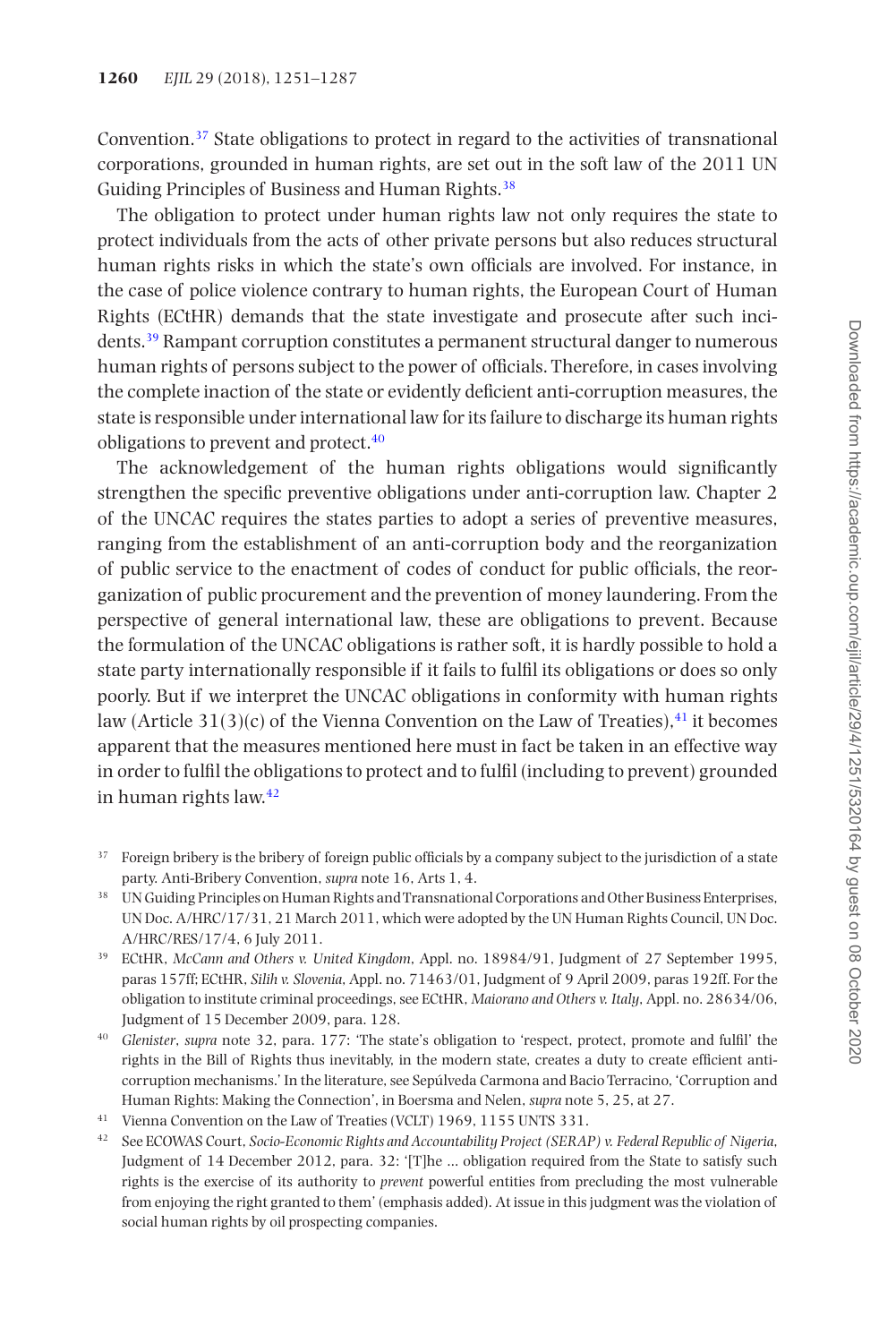Convention.[37] State obligations to protect in regard to the activities of transnational corporations, grounded in human rights, are set out in the soft law of the 2011 UN Guiding Principles of Business and Human Rights.[38]

The obligation to protect under human rights law not only requires the state to protect individuals from the acts of other private persons but also reduces structural human rights risks in which the state's own officials are involved. For instance, in the case of police violence contrary to human rights, the European Court of Human Rights (ECtHR) demands that the state investigate and prosecute after such incidents.[39] Rampant corruption constitutes a permanent structural danger to numerous human rights of persons subject to the power of officials. Therefore, in cases involving the complete inaction of the state or evidently deficient anti-corruption measures, the state is responsible under international law for its failure to discharge its human rights obligations to prevent and protect.[40]

The acknowledgement of the human rights obligations would significantly strengthen the specific preventive obligations under anti-corruption law. Chapter 2 of the UNCAC requires the states parties to adopt a series of preventive measures, ranging from the establishment of an anti-corruption body and the reorganization of public service to the enactment of codes of conduct for public officials, the reorganization of public procurement and the prevention of money laundering. From the perspective of general international law, these are obligations to prevent. Because the formulation of the UNCAC obligations is rather soft, it is hardly possible to hold a state party internationally responsible if it fails to fulfil its obligations or does so only poorly. But if we interpret the UNCAC obligations in conformity with human rights law (Article 31(3)(c) of the Vienna Convention on the Law of Treaties),[41] it becomes apparent that the measures mentioned here must in fact be taken in an effective way in order to fulfil the obligations to protect and to fulfil (including to prevent) grounded in human rights law.[42]

[37] Foreign bribery is the bribery of foreign public officials by a company subject to the jurisdiction of a state party. Anti-Bribery Convention, *supra* note 16, Arts 1, 4.

[38] UN Guiding Principles on Human Rights and Transnational Corporations and Other Business Enterprises, UN Doc. A/HRC/17/31, 21 March 2011, which were adopted by the UN Human Rights Council, UN Doc. A/HRC/RES/17/4, 6 July 2011.

[39] ECtHR, *McCann and Others v. United Kingdom*, Appl. no. 18984/91, Judgment of 27 September 1995, paras 157ff; ECtHR, *Silih v. Slovenia*, Appl. no. 71463/01, Judgment of 9 April 2009, paras 192ff. For the obligation to institute criminal proceedings, see ECtHR, *Maiorano and Others v. Italy*, Appl. no. 28634/06, Judgment of 15 December 2009, para. 128.

[40] *Glenister*, *supra* note 32, para. 177: 'The state's obligation to 'respect, protect, promote and fulfil' the rights in the Bill of Rights thus inevitably, in the modern state, creates a duty to create efficient anti-corruption mechanisms.' In the literature, see Sepúlveda Carmona and Bacio Terracino, 'Corruption and Human Rights: Making the Connection', in Boersma and Nelen, *supra* note 5, 25, at 27.

[41] Vienna Convention on the Law of Treaties (VCLT) 1969, 1155 UNTS 331.

[42] See ECOWAS Court, *Socio-Economic Rights and Accountability Project (SERAP) v. Federal Republic of Nigeria*, Judgment of 14 December 2012, para. 32: '[T]he ... obligation required from the State to satisfy such rights is the exercise of its authority to *prevent* powerful entities from precluding the most vulnerable from enjoying the right granted to them' (emphasis added). At issue in this judgment was the violation of social human rights by oil prospecting companies.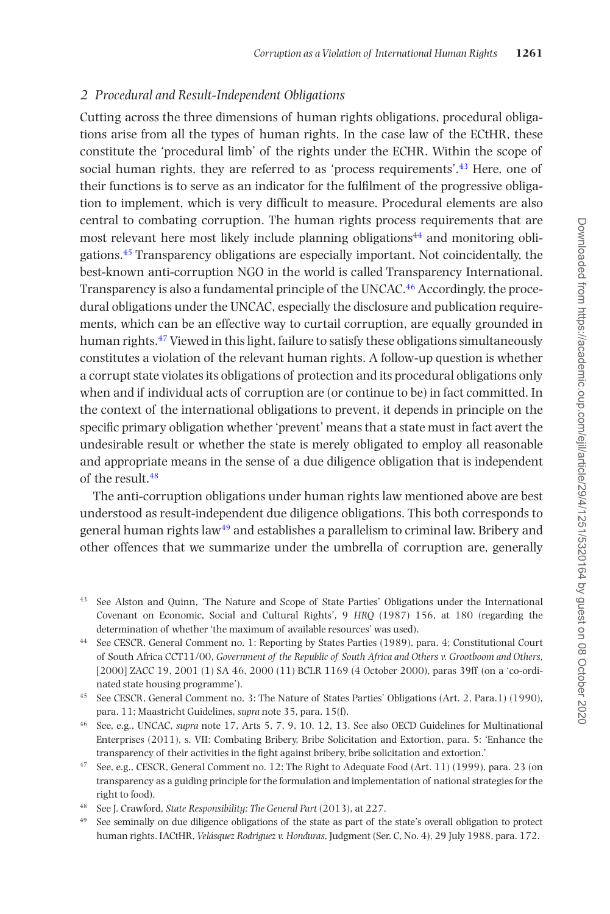## *2 Procedural and Result-Independent Obligations*

Cutting across the three dimensions of human rights obligations, procedural obligations arise from all the types of human rights. In the case law of the ECtHR, these constitute the 'procedural limb' of the rights under the ECHR. Within the scope of social human rights, they are referred to as 'process requirements'.[43] Here, one of their functions is to serve as an indicator for the fulfilment of the progressive obligation to implement, which is very difficult to measure. Procedural elements are also central to combating corruption. The human rights process requirements that are most relevant here most likely include planning obligations[44] and monitoring obligations.[45] Transparency obligations are especially important. Not coincidentally, the best-known anti-corruption NGO in the world is called Transparency International. Transparency is also a fundamental principle of the UNCAC.[46] Accordingly, the procedural obligations under the UNCAC, especially the disclosure and publication requirements, which can be an effective way to curtail corruption, are equally grounded in human rights.[47] Viewed in this light, failure to satisfy these obligations simultaneously constitutes a violation of the relevant human rights. A follow-up question is whether a corrupt state violates its obligations of protection and its procedural obligations only when and if individual acts of corruption are (or continue to be) in fact committed. In the context of the international obligations to prevent, it depends in principle on the specific primary obligation whether 'prevent' means that a state must in fact avert the undesirable result or whether the state is merely obligated to employ all reasonable and appropriate means in the sense of a due diligence obligation that is independent of the result.[48]

The anti-corruption obligations under human rights law mentioned above are best understood as result-independent due diligence obligations. This both corresponds to general human rights law[49] and establishes a parallelism to criminal law. Bribery and other offences that we summarize under the umbrella of corruption are, generally

[43] See Alston and Quinn, 'The Nature and Scope of State Parties' Obligations under the International Covenant on Economic, Social and Cultural Rights', 9 *HRQ* (1987) 156, at 180 (regarding the determination of whether 'the maximum of available resources' was used).

[44] See CESCR, General Comment no. 1: Reporting by States Parties (1989), para. 4; Constitutional Court of South Africa CCT11/00, *Government of the Republic of South Africa and Others v. Grootboom and Others*, [2000] ZACC 19, 2001 (1) SA 46, 2000 (11) BCLR 1169 (4 October 2000), paras 39ff (on a 'co-ordinated state housing programme').

[45] See CESCR, General Comment no. 3: The Nature of States Parties' Obligations (Art. 2, Para.1) (1990), para. 11; Maastricht Guidelines, *supra* note 35, para. 15(f).

[46] See, e.g., UNCAC, *supra* note 17, Arts 5, 7, 9, 10, 12, 13. See also OECD Guidelines for Multinational Enterprises (2011), s. VII: Combating Bribery, Bribe Solicitation and Extortion, para. 5: 'Enhance the transparency of their activities in the fight against bribery, bribe solicitation and extortion.'

[47] See, e.g., CESCR, General Comment no. 12: The Right to Adequate Food (Art. 11) (1999), para. 23 (on transparency as a guiding principle for the formulation and implementation of national strategies for the right to food).

[48] See J. Crawford, *State Responsibility: The General Part* (2013), at 227.

[49] See seminally on due diligence obligations of the state as part of the state's overall obligation to protect human rights. IACtHR, *Velásquez Rodriguez v. Honduras*, Judgment (Ser. C, No. 4), 29 July 1988, para. 172.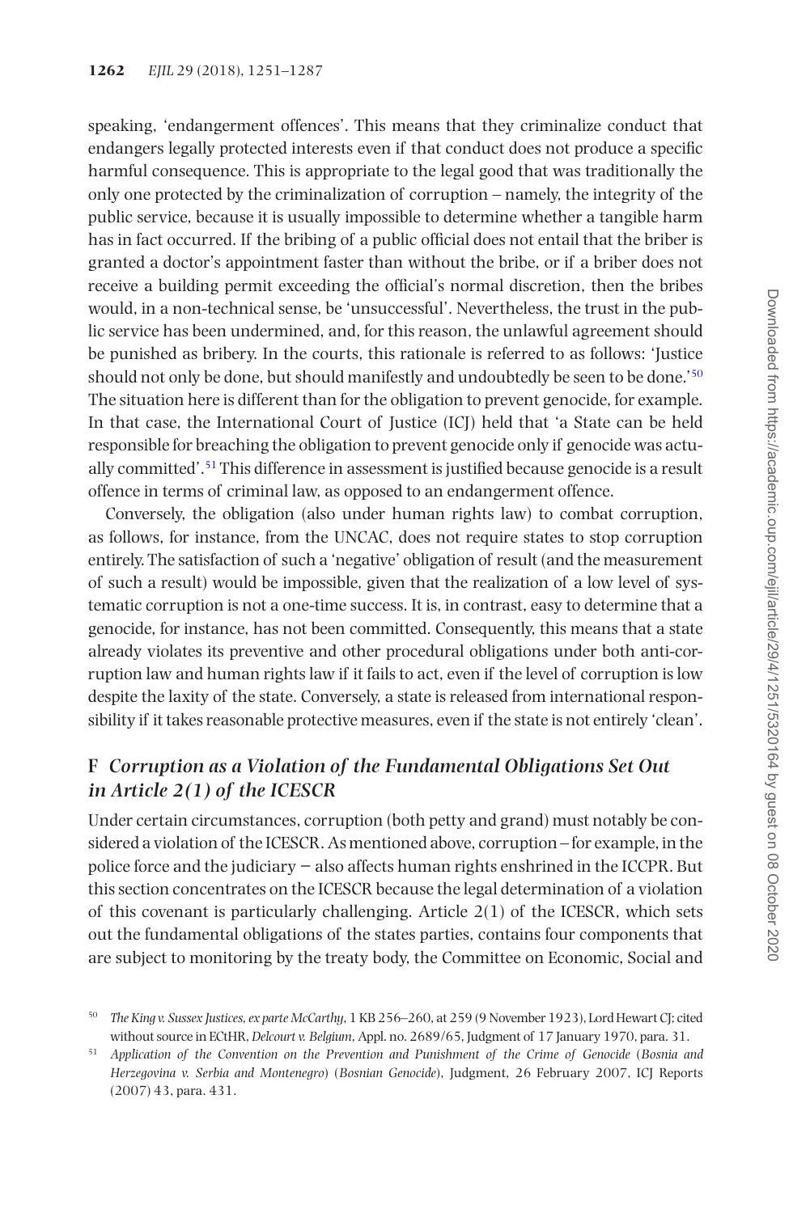speaking, 'endangerment offences'. This means that they criminalize conduct that endangers legally protected interests even if that conduct does not produce a specific harmful consequence. This is appropriate to the legal good that was traditionally the only one protected by the criminalization of corruption – namely, the integrity of the public service, because it is usually impossible to determine whether a tangible harm has in fact occurred. If the bribing of a public official does not entail that the briber is granted a doctor's appointment faster than without the bribe, or if a briber does not receive a building permit exceeding the official's normal discretion, then the bribes would, in a non-technical sense, be 'unsuccessful'. Nevertheless, the trust in the public service has been undermined, and, for this reason, the unlawful agreement should be punished as bribery. In the courts, this rationale is referred to as follows: 'Justice should not only be done, but should manifestly and undoubtedly be seen to be done.'[50] The situation here is different than for the obligation to prevent genocide, for example. In that case, the International Court of Justice (ICJ) held that 'a State can be held responsible for breaching the obligation to prevent genocide only if genocide was actually committed'.[51] This difference in assessment is justified because genocide is a result offence in terms of criminal law, as opposed to an endangerment offence.

Conversely, the obligation (also under human rights law) to combat corruption, as follows, for instance, from the UNCAC, does not require states to stop corruption entirely. The satisfaction of such a 'negative' obligation of result (and the measurement of such a result) would be impossible, given that the realization of a low level of systematic corruption is not a one-time success. It is, in contrast, easy to determine that a genocide, for instance, has not been committed. Consequently, this means that a state already violates its preventive and other procedural obligations under both anti-corruption law and human rights law if it fails to act, even if the level of corruption is low despite the laxity of the state. Conversely, a state is released from international responsibility if it takes reasonable protective measures, even if the state is not entirely 'clean'.

## F *Corruption as a Violation of the Fundamental Obligations Set Out in Article 2(1) of the ICESCR*

Under certain circumstances, corruption (both petty and grand) must notably be considered a violation of the ICESCR. As mentioned above, corruption – for example, in the police force and the judiciary – also affects human rights enshrined in the ICCPR. But this section concentrates on the ICESCR because the legal determination of a violation of this covenant is particularly challenging. Article 2(1) of the ICESCR, which sets out the fundamental obligations of the states parties, contains four components that are subject to monitoring by the treaty body, the Committee on Economic, Social and

[50] *The King v. Sussex Justices, ex parte McCarthy*, 1 KB 256–260, at 259 (9 November 1923), Lord Hewart CJ; cited without source in ECtHR, *Delcourt v. Belgium*, Appl. no. 2689/65, Judgment of 17 January 1970, para. 31.

[51] *Application of the Convention on the Prevention and Punishment of the Crime of Genocide* (*Bosnia and Herzegovina v. Serbia and Montenegro*) (*Bosnian Genocide*), Judgment, 26 February 2007, ICJ Reports (2007) 43, para. 431.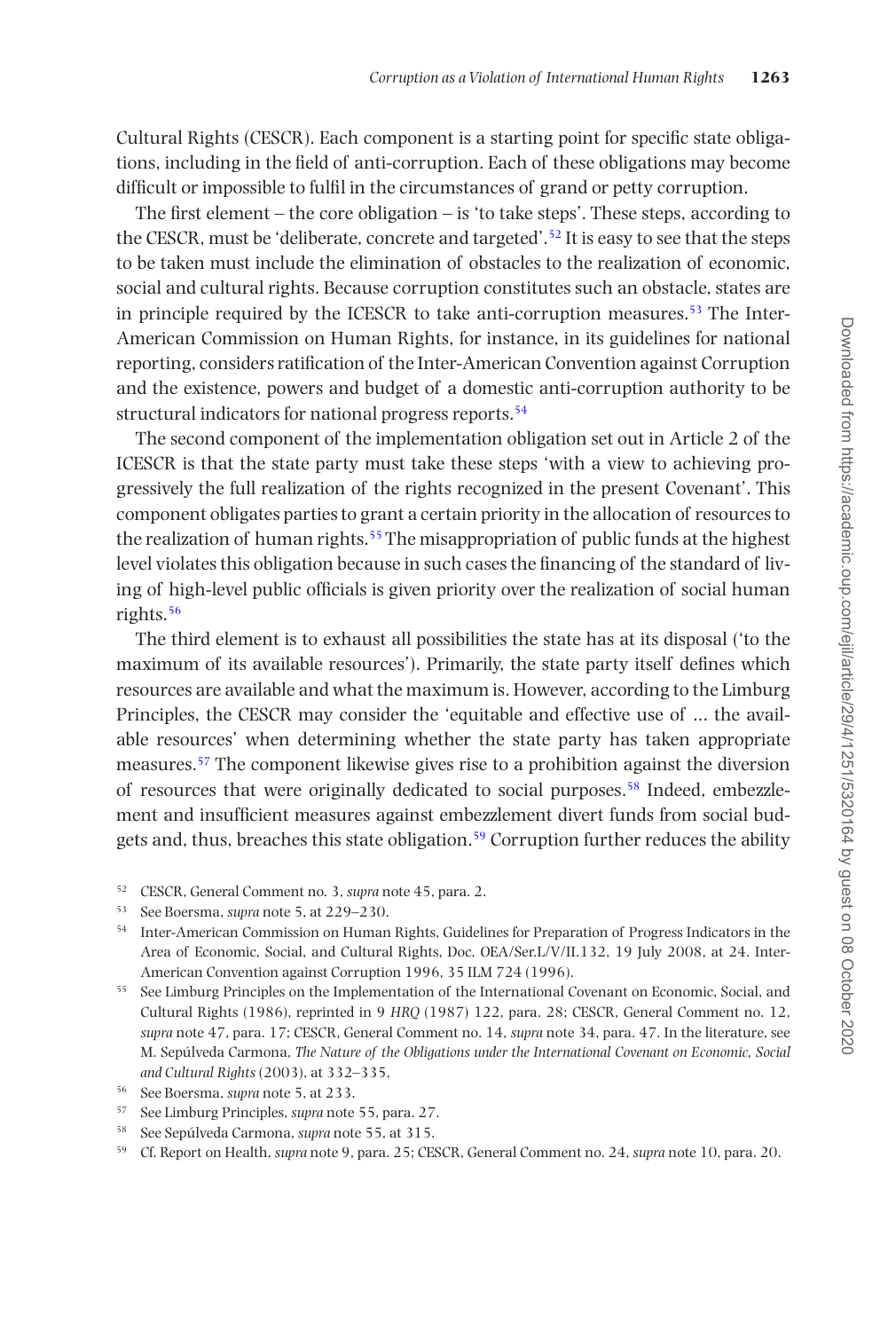Cultural Rights (CESCR). Each component is a starting point for specific state obligations, including in the field of anti-corruption. Each of these obligations may become difficult or impossible to fulfil in the circumstances of grand or petty corruption.

The first element – the core obligation – is 'to take steps'. These steps, according to the CESCR, must be 'deliberate, concrete and targeted'.[52] It is easy to see that the steps to be taken must include the elimination of obstacles to the realization of economic, social and cultural rights. Because corruption constitutes such an obstacle, states are in principle required by the ICESCR to take anti-corruption measures.[53] The Inter-American Commission on Human Rights, for instance, in its guidelines for national reporting, considers ratification of the Inter-American Convention against Corruption and the existence, powers and budget of a domestic anti-corruption authority to be structural indicators for national progress reports.[54]

The second component of the implementation obligation set out in Article 2 of the ICESCR is that the state party must take these steps 'with a view to achieving progressively the full realization of the rights recognized in the present Covenant'. This component obligates parties to grant a certain priority in the allocation of resources to the realization of human rights.[55] The misappropriation of public funds at the highest level violates this obligation because in such cases the financing of the standard of living of high-level public officials is given priority over the realization of social human rights.[56]

The third element is to exhaust all possibilities the state has at its disposal ('to the maximum of its available resources'). Primarily, the state party itself defines which resources are available and what the maximum is. However, according to the Limburg Principles, the CESCR may consider the 'equitable and effective use of ... the available resources' when determining whether the state party has taken appropriate measures.[57] The component likewise gives rise to a prohibition against the diversion of resources that were originally dedicated to social purposes.[58] Indeed, embezzlement and insufficient measures against embezzlement divert funds from social budgets and, thus, breaches this state obligation.[59] Corruption further reduces the ability

[52] CESCR, General Comment no. 3, *supra* note 45, para. 2.

[53] See Boersma, *supra* note 5, at 229–230.

[54] Inter-American Commission on Human Rights, Guidelines for Preparation of Progress Indicators in the Area of Economic, Social, and Cultural Rights, Doc. OEA/Ser.L/V/II.132, 19 July 2008, at 24. Inter-American Convention against Corruption 1996, 35 ILM 724 (1996).

[55] See Limburg Principles on the Implementation of the International Covenant on Economic, Social, and Cultural Rights (1986), reprinted in 9 *HRQ* (1987) 122, para. 28; CESCR, General Comment no. 12, *supra* note 47, para. 17; CESCR, General Comment no. 14, *supra* note 34, para. 47. In the literature, see M. Sepúlveda Carmona, *The Nature of the Obligations under the International Covenant on Economic, Social and Cultural Rights* (2003), at 332–335.

[56] See Boersma, *supra* note 5, at 233.

[57] See Limburg Principles, *supra* note 55, para. 27.

[58] See Sepúlveda Carmona, *supra* note 55, at 315.

[59] Cf. Report on Health, *supra* note 9, para. 25; CESCR, General Comment no. 24, *supra* note 10, para. 20.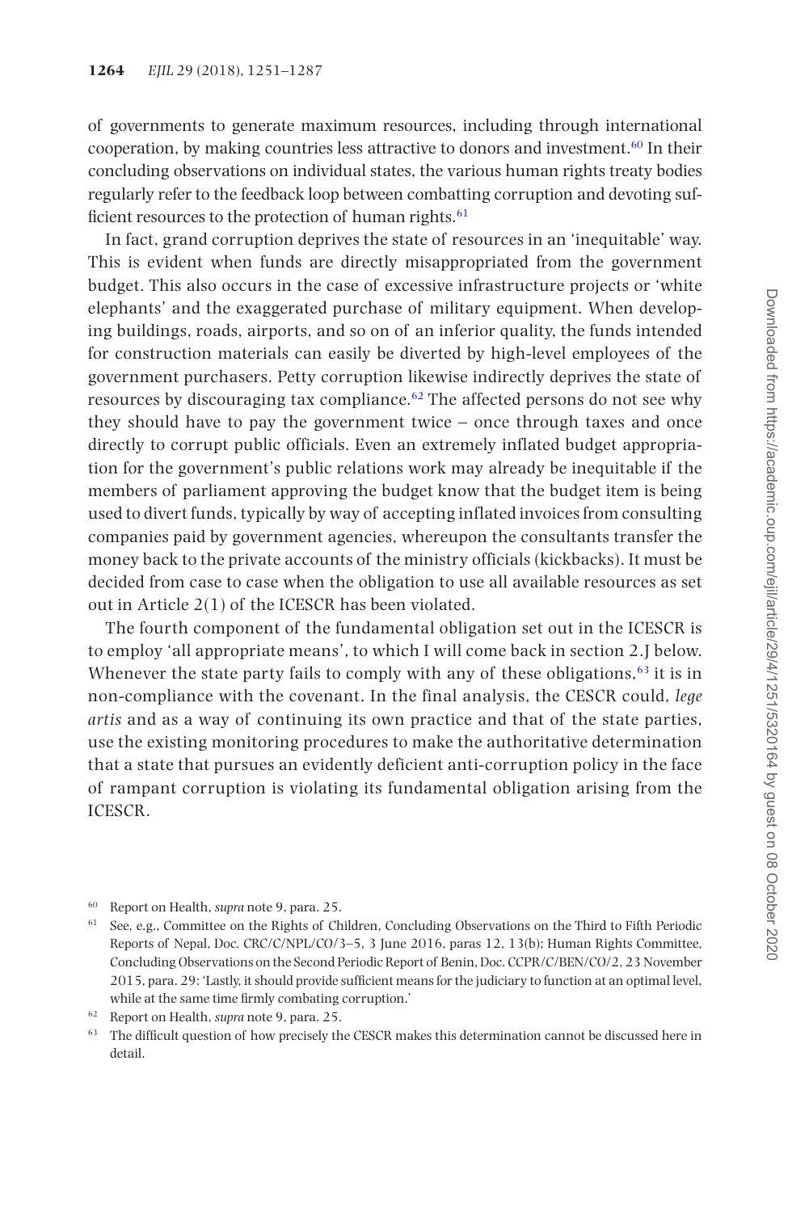of governments to generate maximum resources, including through international cooperation, by making countries less attractive to donors and investment.[60] In their concluding observations on individual states, the various human rights treaty bodies regularly refer to the feedback loop between combatting corruption and devoting sufficient resources to the protection of human rights.[61]

In fact, grand corruption deprives the state of resources in an 'inequitable' way. This is evident when funds are directly misappropriated from the government budget. This also occurs in the case of excessive infrastructure projects or 'white elephants' and the exaggerated purchase of military equipment. When developing buildings, roads, airports, and so on of an inferior quality, the funds intended for construction materials can easily be diverted by high-level employees of the government purchasers. Petty corruption likewise indirectly deprives the state of resources by discouraging tax compliance.[62] The affected persons do not see why they should have to pay the government twice – once through taxes and once directly to corrupt public officials. Even an extremely inflated budget appropriation for the government's public relations work may already be inequitable if the members of parliament approving the budget know that the budget item is being used to divert funds, typically by way of accepting inflated invoices from consulting companies paid by government agencies, whereupon the consultants transfer the money back to the private accounts of the ministry officials (kickbacks). It must be decided from case to case when the obligation to use all available resources as set out in Article 2(1) of the ICESCR has been violated.

The fourth component of the fundamental obligation set out in the ICESCR is to employ 'all appropriate means', to which I will come back in section 2.J below. Whenever the state party fails to comply with any of these obligations,[63] it is in non-compliance with the covenant. In the final analysis, the CESCR could, *lege artis* and as a way of continuing its own practice and that of the state parties, use the existing monitoring procedures to make the authoritative determination that a state that pursues an evidently deficient anti-corruption policy in the face of rampant corruption is violating its fundamental obligation arising from the ICESCR.

---

[60] Report on Health, *supra* note 9, para. 25.

[61] See, e.g., Committee on the Rights of Children, Concluding Observations on the Third to Fifth Periodic Reports of Nepal, Doc. CRC/C/NPL/CO/3–5, 3 June 2016, paras 12, 13(b); Human Rights Committee, Concluding Observations on the Second Periodic Report of Benin, Doc. CCPR/C/BEN/CO/2, 23 November 2015, para. 29: 'Lastly, it should provide sufficient means for the judiciary to function at an optimal level, while at the same time firmly combating corruption.'

[62] Report on Health, *supra* note 9, para. 25.

[63] The difficult question of how precisely the CESCR makes this determination cannot be discussed here in detail.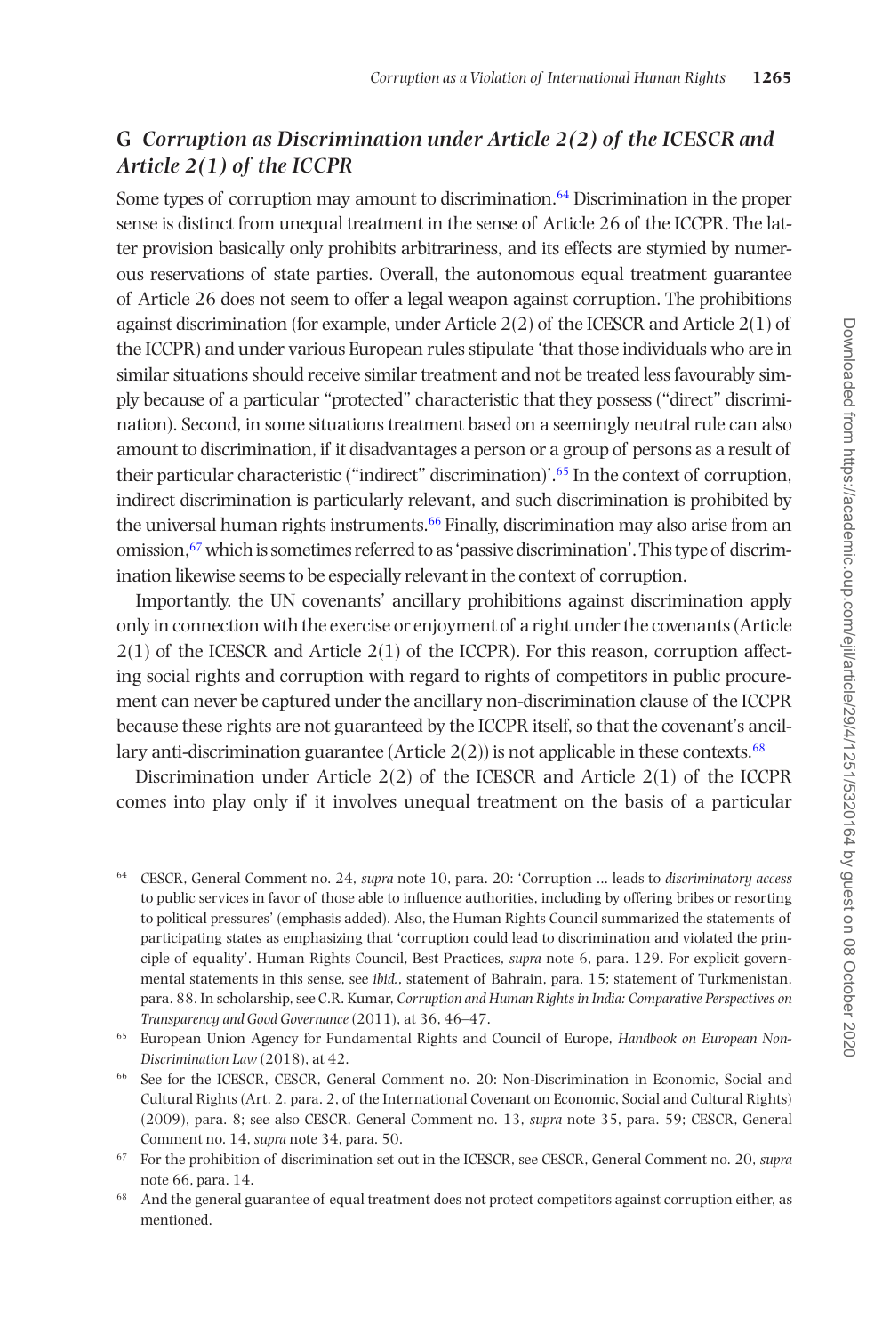## G *Corruption as Discrimination under Article 2(2) of the ICESCR and Article 2(1) of the ICCPR*

Some types of corruption may amount to discrimination.[64] Discrimination in the proper sense is distinct from unequal treatment in the sense of Article 26 of the ICCPR. The latter provision basically only prohibits arbitrariness, and its effects are stymied by numerous reservations of state parties. Overall, the autonomous equal treatment guarantee of Article 26 does not seem to offer a legal weapon against corruption. The prohibitions against discrimination (for example, under Article 2(2) of the ICESCR and Article 2(1) of the ICCPR) and under various European rules stipulate 'that those individuals who are in similar situations should receive similar treatment and not be treated less favourably simply because of a particular "protected" characteristic that they possess ("direct" discrimination). Second, in some situations treatment based on a seemingly neutral rule can also amount to discrimination, if it disadvantages a person or a group of persons as a result of their particular characteristic ("indirect" discrimination)'.[65] In the context of corruption, indirect discrimination is particularly relevant, and such discrimination is prohibited by the universal human rights instruments.[66] Finally, discrimination may also arise from an omission,[67] which is sometimes referred to as 'passive discrimination'. This type of discrimination likewise seems to be especially relevant in the context of corruption.

Importantly, the UN covenants' ancillary prohibitions against discrimination apply only in connection with the exercise or enjoyment of a right under the covenants (Article 2(1) of the ICESCR and Article 2(1) of the ICCPR). For this reason, corruption affecting social rights and corruption with regard to rights of competitors in public procurement can never be captured under the ancillary non-discrimination clause of the ICCPR because these rights are not guaranteed by the ICCPR itself, so that the covenant's ancillary anti-discrimination guarantee (Article 2(2)) is not applicable in these contexts.[68]

Discrimination under Article 2(2) of the ICESCR and Article 2(1) of the ICCPR comes into play only if it involves unequal treatment on the basis of a particular

---

[64] CESCR, General Comment no. 24, *supra* note 10, para. 20: 'Corruption ... leads to *discriminatory access* to public services in favor of those able to influence authorities, including by offering bribes or resorting to political pressures' (emphasis added). Also, the Human Rights Council summarized the statements of participating states as emphasizing that 'corruption could lead to discrimination and violated the principle of equality'. Human Rights Council, Best Practices, *supra* note 6, para. 129. For explicit governmental statements in this sense, see *ibid.*, statement of Bahrain, para. 15; statement of Turkmenistan, para. 88. In scholarship, see C.R. Kumar, *Corruption and Human Rights in India: Comparative Perspectives on Transparency and Good Governance* (2011), at 36, 46–47.

[65] European Union Agency for Fundamental Rights and Council of Europe, *Handbook on European Non-Discrimination Law* (2018), at 42.

[66] See for the ICESCR, CESCR, General Comment no. 20: Non-Discrimination in Economic, Social and Cultural Rights (Art. 2, para. 2, of the International Covenant on Economic, Social and Cultural Rights) (2009), para. 8; see also CESCR, General Comment no. 13, *supra* note 35, para. 59; CESCR, General Comment no. 14, *supra* note 34, para. 50.

[67] For the prohibition of discrimination set out in the ICESCR, see CESCR, General Comment no. 20, *supra* note 66, para. 14.

[68] And the general guarantee of equal treatment does not protect competitors against corruption either, as mentioned.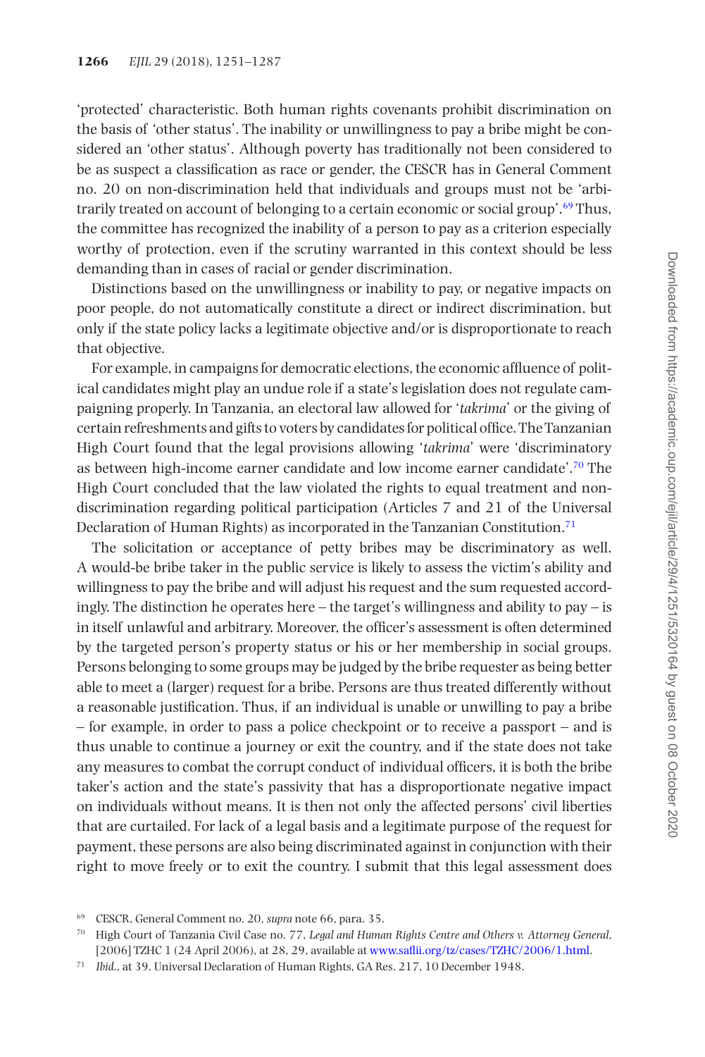'protected' characteristic. Both human rights covenants prohibit discrimination on the basis of 'other status'. The inability or unwillingness to pay a bribe might be considered an 'other status'. Although poverty has traditionally not been considered to be as suspect a classification as race or gender, the CESCR has in General Comment no. 20 on non-discrimination held that individuals and groups must not be 'arbitrarily treated on account of belonging to a certain economic or social group'.[69] Thus, the committee has recognized the inability of a person to pay as a criterion especially worthy of protection, even if the scrutiny warranted in this context should be less demanding than in cases of racial or gender discrimination.

Distinctions based on the unwillingness or inability to pay, or negative impacts on poor people, do not automatically constitute a direct or indirect discrimination, but only if the state policy lacks a legitimate objective and/or is disproportionate to reach that objective.

For example, in campaigns for democratic elections, the economic affluence of political candidates might play an undue role if a state's legislation does not regulate campaigning properly. In Tanzania, an electoral law allowed for '*takrima*' or the giving of certain refreshments and gifts to voters by candidates for political office. The Tanzanian High Court found that the legal provisions allowing '*takrima*' were 'discriminatory as between high-income earner candidate and low income earner candidate'.[70] The High Court concluded that the law violated the rights to equal treatment and non-discrimination regarding political participation (Articles 7 and 21 of the Universal Declaration of Human Rights) as incorporated in the Tanzanian Constitution.[71]

The solicitation or acceptance of petty bribes may be discriminatory as well. A would-be bribe taker in the public service is likely to assess the victim's ability and willingness to pay the bribe and will adjust his request and the sum requested accordingly. The distinction he operates here – the target's willingness and ability to pay – is in itself unlawful and arbitrary. Moreover, the officer's assessment is often determined by the targeted person's property status or his or her membership in social groups. Persons belonging to some groups may be judged by the bribe requester as being better able to meet a (larger) request for a bribe. Persons are thus treated differently without a reasonable justification. Thus, if an individual is unable or unwilling to pay a bribe – for example, in order to pass a police checkpoint or to receive a passport – and is thus unable to continue a journey or exit the country, and if the state does not take any measures to combat the corrupt conduct of individual officers, it is both the bribe taker's action and the state's passivity that has a disproportionate negative impact on individuals without means. It is then not only the affected persons' civil liberties that are curtailed. For lack of a legal basis and a legitimate purpose of the request for payment, these persons are also being discriminated against in conjunction with their right to move freely or to exit the country. I submit that this legal assessment does

[69] CESCR, General Comment no. 20, *supra* note 66, para. 35.

[70] High Court of Tanzania Civil Case no. 77, *Legal and Human Rights Centre and Others v. Attorney General*, [2006] TZHC 1 (24 April 2006), at 28, 29, available at www.saflii.org/tz/cases/TZHC/2006/1.html.

[71] *Ibid.*, at 39. Universal Declaration of Human Rights, GA Res. 217, 10 December 1948.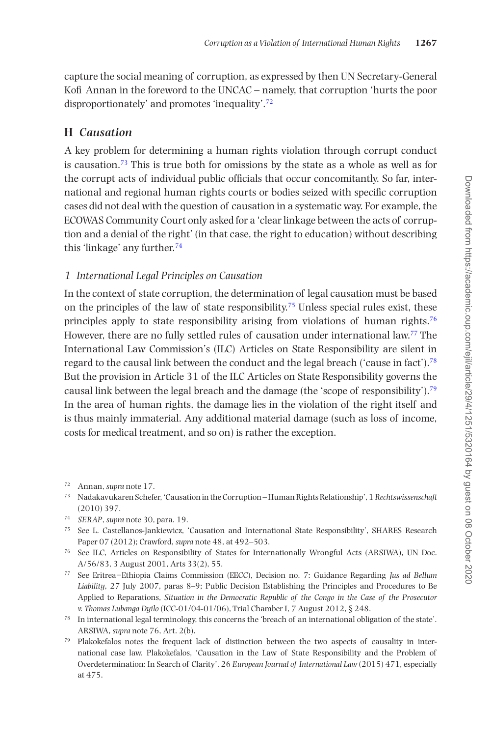capture the social meaning of corruption, as expressed by then UN Secretary-General Kofi Annan in the foreword to the UNCAC – namely, that corruption 'hurts the poor disproportionately' and promotes 'inequality'.[72]

## H *Causation*

A key problem for determining a human rights violation through corrupt conduct is causation.[73] This is true both for omissions by the state as a whole as well as for the corrupt acts of individual public officials that occur concomitantly. So far, international and regional human rights courts or bodies seized with specific corruption cases did not deal with the question of causation in a systematic way. For example, the ECOWAS Community Court only asked for a 'clear linkage between the acts of corruption and a denial of the right' (in that case, the right to education) without describing this 'linkage' any further.[74]

### *1 International Legal Principles on Causation*

In the context of state corruption, the determination of legal causation must be based on the principles of the law of state responsibility.[75] Unless special rules exist, these principles apply to state responsibility arising from violations of human rights.[76] However, there are no fully settled rules of causation under international law.[77] The International Law Commission's (ILC) Articles on State Responsibility are silent in regard to the causal link between the conduct and the legal breach ('cause in fact').[78] But the provision in Article 31 of the ILC Articles on State Responsibility governs the causal link between the legal breach and the damage (the 'scope of responsibility').[79] In the area of human rights, the damage lies in the violation of the right itself and is thus mainly immaterial. Any additional material damage (such as loss of income, costs for medical treatment, and so on) is rather the exception.

[72] Annan, *supra* note 17.

[73] Nadakavukaren Schefer, 'Causation in the Corruption – Human Rights Relationship', 1 *Rechtswissenschaft* (2010) 397.

[74] *SERAP*, *supra* note 30, para. 19.

[75] See L. Castellanos-Jankiewicz, 'Causation and International State Responsibility', SHARES Research Paper 07 (2012); Crawford, *supra* note 48, at 492–503.

[76] See ILC, Articles on Responsibility of States for Internationally Wrongful Acts (ARSIWA), UN Doc. A/56/83, 3 August 2001, Arts 33(2), 55.

[77] See Eritrea–Ethiopia Claims Commission (EECC), Decision no. 7: Guidance Regarding *Jus ad Bellum Liability*, 27 July 2007, paras 8–9; Public Decision Establishing the Principles and Procedures to Be Applied to Reparations, *Situation in the Democratic Republic of the Congo in the Case of the Prosecutor v. Thomas Lubanga Dyilo* (ICC-01/04-01/06), Trial Chamber I, 7 August 2012, § 248.

[78] In international legal terminology, this concerns the 'breach of an international obligation of the state'. ARSIWA, *supra* note 76, Art. 2(b).

[79] Plakokefalos notes the frequent lack of distinction between the two aspects of causality in international case law. Plakokefalos, 'Causation in the Law of State Responsibility and the Problem of Overdetermination: In Search of Clarity', 26 *European Journal of International Law* (2015) 471, especially at 475.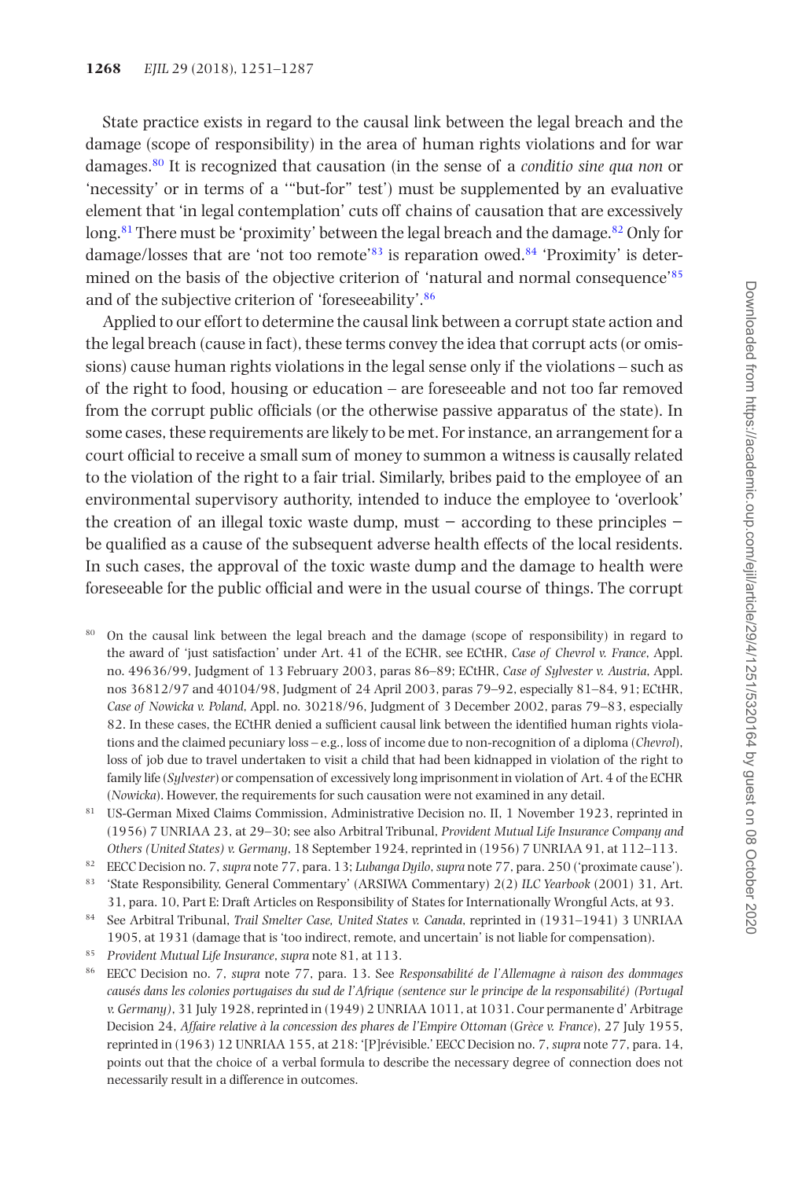State practice exists in regard to the causal link between the legal breach and the damage (scope of responsibility) in the area of human rights violations and for war damages.[80] It is recognized that causation (in the sense of a *conditio sine qua non* or 'necessity' or in terms of a '"but-for" test') must be supplemented by an evaluative element that 'in legal contemplation' cuts off chains of causation that are excessively long.[81] There must be 'proximity' between the legal breach and the damage.[82] Only for damage/losses that are 'not too remote'[83] is reparation owed.[84] 'Proximity' is determined on the basis of the objective criterion of 'natural and normal consequence'[85] and of the subjective criterion of 'foreseeability'.[86]

Applied to our effort to determine the causal link between a corrupt state action and the legal breach (cause in fact), these terms convey the idea that corrupt acts (or omissions) cause human rights violations in the legal sense only if the violations – such as of the right to food, housing or education – are foreseeable and not too far removed from the corrupt public officials (or the otherwise passive apparatus of the state). In some cases, these requirements are likely to be met. For instance, an arrangement for a court official to receive a small sum of money to summon a witness is causally related to the violation of the right to a fair trial. Similarly, bribes paid to the employee of an environmental supervisory authority, intended to induce the employee to 'overlook' the creation of an illegal toxic waste dump, must – according to these principles – be qualified as a cause of the subsequent adverse health effects of the local residents. In such cases, the approval of the toxic waste dump and the damage to health were foreseeable for the public official and were in the usual course of things. The corrupt

[80] On the causal link between the legal breach and the damage (scope of responsibility) in regard to the award of 'just satisfaction' under Art. 41 of the ECHR, see ECtHR, *Case of Chevrol v. France*, Appl. no. 49636/99, Judgment of 13 February 2003, paras 86–89; ECtHR, *Case of Sylvester v. Austria*, Appl. nos 36812/97 and 40104/98, Judgment of 24 April 2003, paras 79–92, especially 81–84, 91; ECtHR, *Case of Nowicka v. Poland*, Appl. no. 30218/96, Judgment of 3 December 2002, paras 79–83, especially 82. In these cases, the ECtHR denied a sufficient causal link between the identified human rights violations and the claimed pecuniary loss – e.g., loss of income due to non-recognition of a diploma (*Chevrol*), loss of job due to travel undertaken to visit a child that had been kidnapped in violation of the right to family life (*Sylvester*) or compensation of excessively long imprisonment in violation of Art. 4 of the ECHR (*Nowicka*). However, the requirements for such causation were not examined in any detail.

[81] US-German Mixed Claims Commission, Administrative Decision no. II, 1 November 1923, reprinted in (1956) 7 UNRIAA 23, at 29–30; see also Arbitral Tribunal, *Provident Mutual Life Insurance Company and Others (United States) v. Germany*, 18 September 1924, reprinted in (1956) 7 UNRIAA 91, at 112–113.

[82] EECC Decision no. 7, *supra* note 77, para. 13; *Lubanga Dyilo*, *supra* note 77, para. 250 ('proximate cause').

[83] 'State Responsibility, General Commentary' (ARSIWA Commentary) 2(2) *ILC Yearbook* (2001) 31, Art. 31, para. 10, Part E: Draft Articles on Responsibility of States for Internationally Wrongful Acts, at 93.

[84] See Arbitral Tribunal, *Trail Smelter Case, United States v. Canada*, reprinted in (1931–1941) 3 UNRIAA 1905, at 1931 (damage that is 'too indirect, remote, and uncertain' is not liable for compensation).

[85] *Provident Mutual Life Insurance*, *supra* note 81, at 113.

[86] EECC Decision no. 7, *supra* note 77, para. 13. See *Responsabilité de l'Allemagne à raison des dommages causés dans les colonies portugaises du sud de l'Afrique (sentence sur le principe de la responsabilité) (Portugal v. Germany)*, 31 July 1928, reprinted in (1949) 2 UNRIAA 1011, at 1031. Cour permanente d' Arbitrage Decision 24, *Affaire relative à la concession des phares de l'Empire Ottoman* (*Grèce v. France*), 27 July 1955, reprinted in (1963) 12 UNRIAA 155, at 218: '[P]révisible.' EECC Decision no. 7, *supra* note 77, para. 14, points out that the choice of a verbal formula to describe the necessary degree of connection does not necessarily result in a difference in outcomes.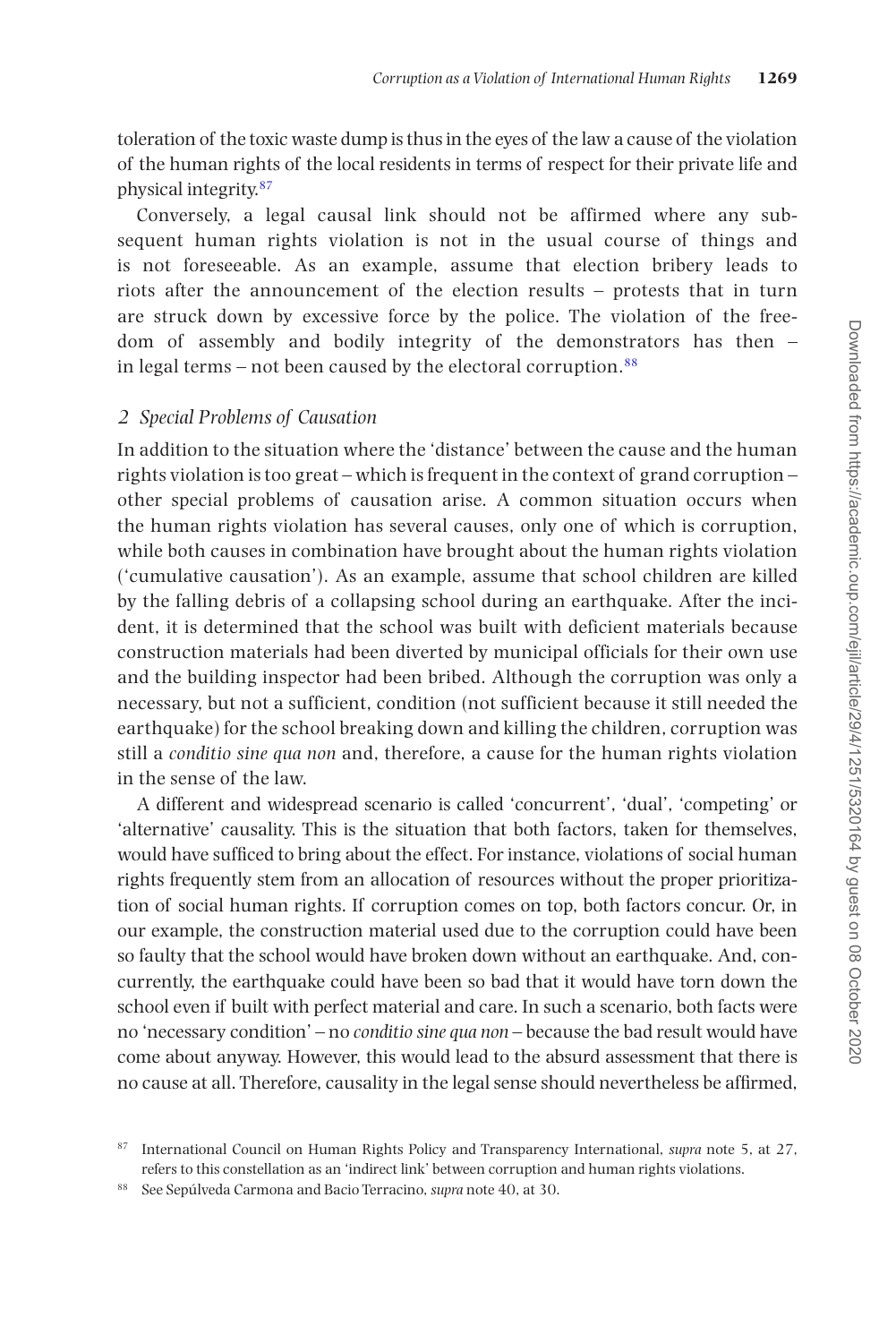toleration of the toxic waste dump is thus in the eyes of the law a cause of the violation of the human rights of the local residents in terms of respect for their private life and physical integrity.[87]

Conversely, a legal causal link should not be affirmed where any subsequent human rights violation is not in the usual course of things and is not foreseeable. As an example, assume that election bribery leads to riots after the announcement of the election results – protests that in turn are struck down by excessive force by the police. The violation of the freedom of assembly and bodily integrity of the demonstrators has then – in legal terms – not been caused by the electoral corruption.[88]

### *2 Special Problems of Causation*

In addition to the situation where the 'distance' between the cause and the human rights violation is too great – which is frequent in the context of grand corruption – other special problems of causation arise. A common situation occurs when the human rights violation has several causes, only one of which is corruption, while both causes in combination have brought about the human rights violation ('cumulative causation'). As an example, assume that school children are killed by the falling debris of a collapsing school during an earthquake. After the incident, it is determined that the school was built with deficient materials because construction materials had been diverted by municipal officials for their own use and the building inspector had been bribed. Although the corruption was only a necessary, but not a sufficient, condition (not sufficient because it still needed the earthquake) for the school breaking down and killing the children, corruption was still a *conditio sine qua non* and, therefore, a cause for the human rights violation in the sense of the law.

A different and widespread scenario is called 'concurrent', 'dual', 'competing' or 'alternative' causality. This is the situation that both factors, taken for themselves, would have sufficed to bring about the effect. For instance, violations of social human rights frequently stem from an allocation of resources without the proper prioritization of social human rights. If corruption comes on top, both factors concur. Or, in our example, the construction material used due to the corruption could have been so faulty that the school would have broken down without an earthquake. And, concurrently, the earthquake could have been so bad that it would have torn down the school even if built with perfect material and care. In such a scenario, both facts were no 'necessary condition' – no *conditio sine qua non* – because the bad result would have come about anyway. However, this would lead to the absurd assessment that there is no cause at all. Therefore, causality in the legal sense should nevertheless be affirmed,

[87] International Council on Human Rights Policy and Transparency International, *supra* note 5, at 27, refers to this constellation as an 'indirect link' between corruption and human rights violations.

[88] See Sepúlveda Carmona and Bacio Terracino, *supra* note 40, at 30.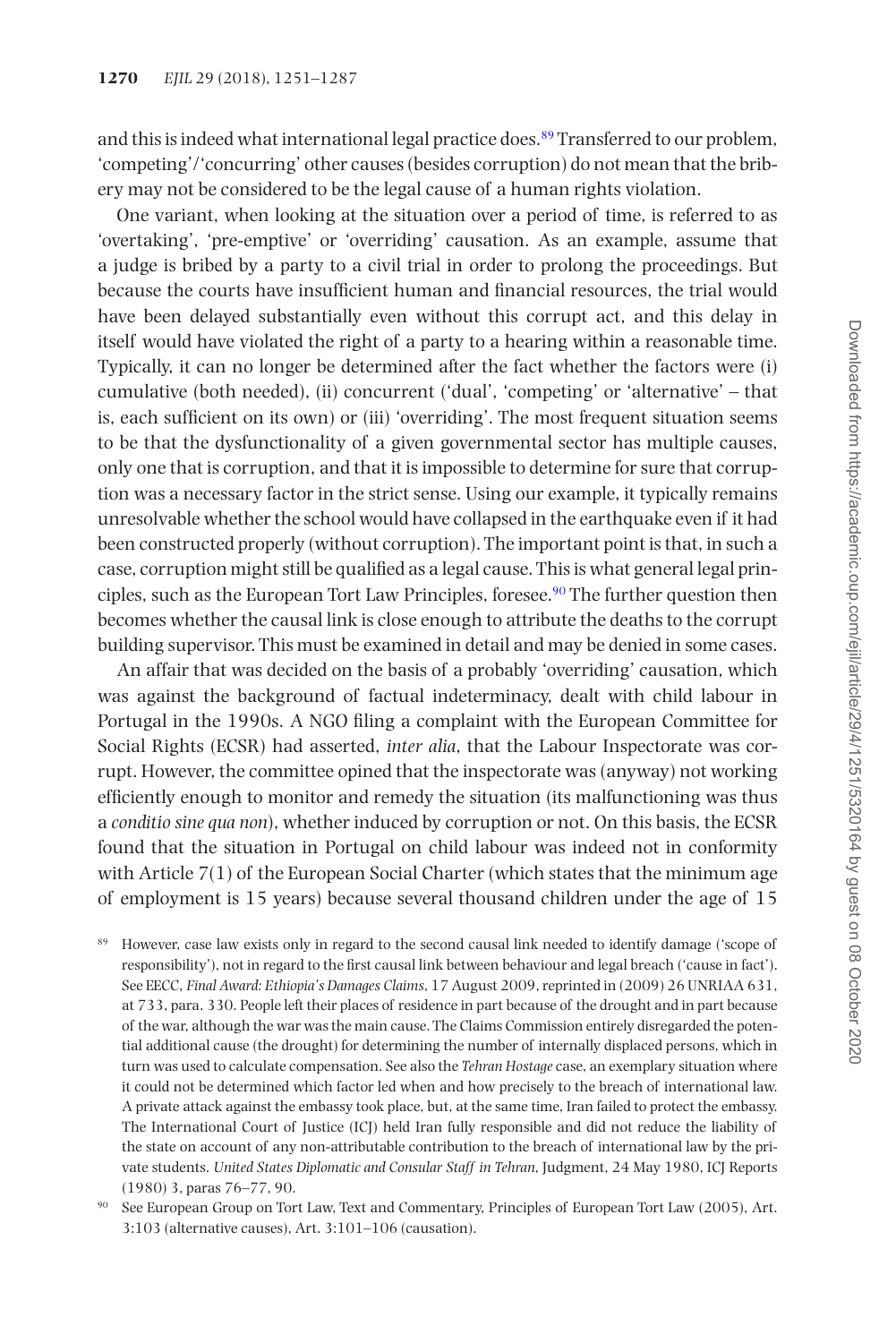and this is indeed what international legal practice does.[89] Transferred to our problem, 'competing'/'concurring' other causes (besides corruption) do not mean that the bribery may not be considered to be the legal cause of a human rights violation.

One variant, when looking at the situation over a period of time, is referred to as 'overtaking', 'pre-emptive' or 'overriding' causation. As an example, assume that a judge is bribed by a party to a civil trial in order to prolong the proceedings. But because the courts have insufficient human and financial resources, the trial would have been delayed substantially even without this corrupt act, and this delay in itself would have violated the right of a party to a hearing within a reasonable time. Typically, it can no longer be determined after the fact whether the factors were (i) cumulative (both needed), (ii) concurrent ('dual', 'competing' or 'alternative' – that is, each sufficient on its own) or (iii) 'overriding'. The most frequent situation seems to be that the dysfunctionality of a given governmental sector has multiple causes, only one that is corruption, and that it is impossible to determine for sure that corruption was a necessary factor in the strict sense. Using our example, it typically remains unresolvable whether the school would have collapsed in the earthquake even if it had been constructed properly (without corruption). The important point is that, in such a case, corruption might still be qualified as a legal cause. This is what general legal principles, such as the European Tort Law Principles, foresee.[90] The further question then becomes whether the causal link is close enough to attribute the deaths to the corrupt building supervisor. This must be examined in detail and may be denied in some cases.

An affair that was decided on the basis of a probably 'overriding' causation, which was against the background of factual indeterminacy, dealt with child labour in Portugal in the 1990s. A NGO filing a complaint with the European Committee for Social Rights (ECSR) had asserted, *inter alia*, that the Labour Inspectorate was corrupt. However, the committee opined that the inspectorate was (anyway) not working efficiently enough to monitor and remedy the situation (its malfunctioning was thus a *conditio sine qua non*), whether induced by corruption or not. On this basis, the ECSR found that the situation in Portugal on child labour was indeed not in conformity with Article 7(1) of the European Social Charter (which states that the minimum age of employment is 15 years) because several thousand children under the age of 15

[89] However, case law exists only in regard to the second causal link needed to identify damage ('scope of responsibility'), not in regard to the first causal link between behaviour and legal breach ('cause in fact'). See EECC, *Final Award: Ethiopia's Damages Claims*, 17 August 2009, reprinted in (2009) 26 UNRIAA 631, at 733, para. 330. People left their places of residence in part because of the drought and in part because of the war, although the war was the main cause. The Claims Commission entirely disregarded the potential additional cause (the drought) for determining the number of internally displaced persons, which in turn was used to calculate compensation. See also the *Tehran Hostage* case, an exemplary situation where it could not be determined which factor led when and how precisely to the breach of international law. A private attack against the embassy took place, but, at the same time, Iran failed to protect the embassy. The International Court of Justice (ICJ) held Iran fully responsible and did not reduce the liability of the state on account of any non-attributable contribution to the breach of international law by the private students. *United States Diplomatic and Consular Staff in Tehran*, Judgment, 24 May 1980, ICJ Reports (1980) 3, paras 76–77, 90.

[90] See European Group on Tort Law, Text and Commentary, Principles of European Tort Law (2005), Art. 3:103 (alternative causes), Art. 3:101–106 (causation).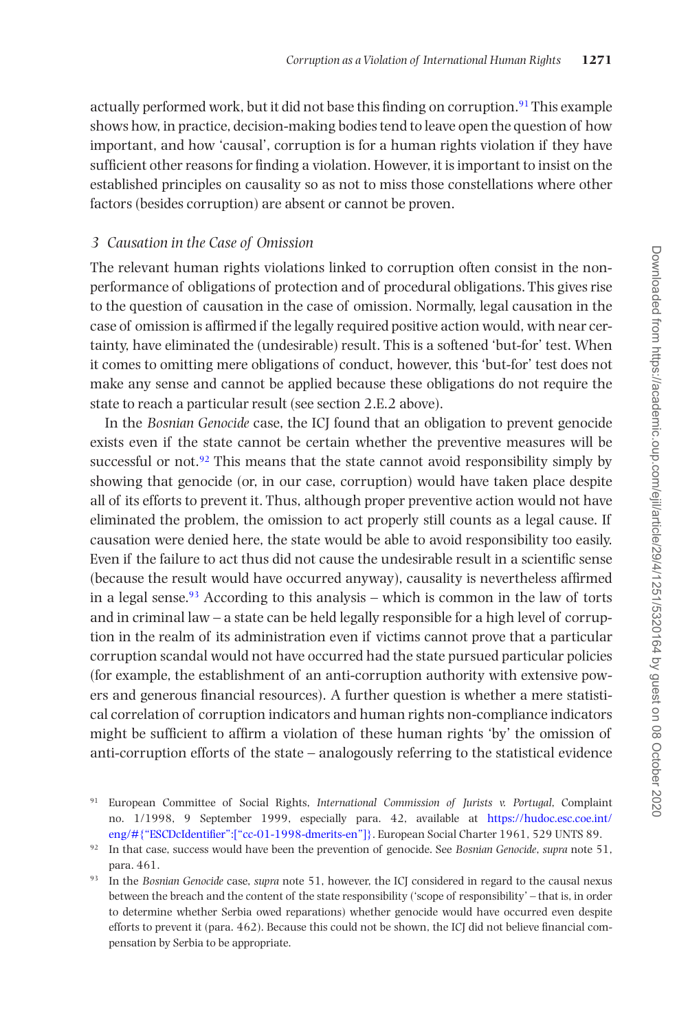actually performed work, but it did not base this finding on corruption.[91] This example shows how, in practice, decision-making bodies tend to leave open the question of how important, and how 'causal', corruption is for a human rights violation if they have sufficient other reasons for finding a violation. However, it is important to insist on the established principles on causality so as not to miss those constellations where other factors (besides corruption) are absent or cannot be proven.

### *3 Causation in the Case of Omission*

The relevant human rights violations linked to corruption often consist in the non-performance of obligations of protection and of procedural obligations. This gives rise to the question of causation in the case of omission. Normally, legal causation in the case of omission is affirmed if the legally required positive action would, with near certainty, have eliminated the (undesirable) result. This is a softened 'but-for' test. When it comes to omitting mere obligations of conduct, however, this 'but-for' test does not make any sense and cannot be applied because these obligations do not require the state to reach a particular result (see section 2.E.2 above).

In the *Bosnian Genocide* case, the ICJ found that an obligation to prevent genocide exists even if the state cannot be certain whether the preventive measures will be successful or not.[92] This means that the state cannot avoid responsibility simply by showing that genocide (or, in our case, corruption) would have taken place despite all of its efforts to prevent it. Thus, although proper preventive action would not have eliminated the problem, the omission to act properly still counts as a legal cause. If causation were denied here, the state would be able to avoid responsibility too easily. Even if the failure to act thus did not cause the undesirable result in a scientific sense (because the result would have occurred anyway), causality is nevertheless affirmed in a legal sense.[93] According to this analysis – which is common in the law of torts and in criminal law – a state can be held legally responsible for a high level of corruption in the realm of its administration even if victims cannot prove that a particular corruption scandal would not have occurred had the state pursued particular policies (for example, the establishment of an anti-corruption authority with extensive powers and generous financial resources). A further question is whether a mere statistical correlation of corruption indicators and human rights non-compliance indicators might be sufficient to affirm a violation of these human rights 'by' the omission of anti-corruption efforts of the state – analogously referring to the statistical evidence

---

[91] European Committee of Social Rights, *International Commission of Jurists v. Portugal*, Complaint no. 1/1998, 9 September 1999, especially para. 42, available at https://hudoc.esc.coe.int/eng/#{"ESCDcIdentifier":["cc-01-1998-dmerits-en"]}. European Social Charter 1961, 529 UNTS 89.

[92] In that case, success would have been the prevention of genocide. See *Bosnian Genocide*, *supra* note 51, para. 461.

[93] In the *Bosnian Genocide* case, *supra* note 51, however, the ICJ considered in regard to the causal nexus between the breach and the content of the state responsibility ('scope of responsibility' – that is, in order to determine whether Serbia owed reparations) whether genocide would have occurred even despite efforts to prevent it (para. 462). Because this could not be shown, the ICJ did not believe financial compensation by Serbia to be appropriate.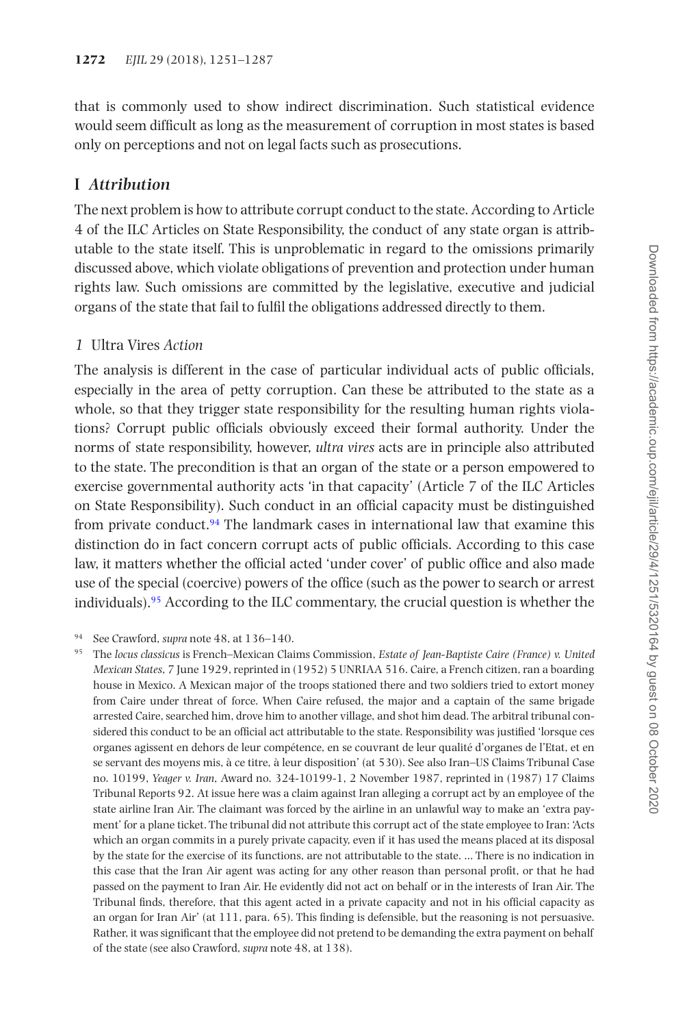that is commonly used to show indirect discrimination. Such statistical evidence would seem difficult as long as the measurement of corruption in most states is based only on perceptions and not on legal facts such as prosecutions.

## I *Attribution*

The next problem is how to attribute corrupt conduct to the state. According to Article 4 of the ILC Articles on State Responsibility, the conduct of any state organ is attributable to the state itself. This is unproblematic in regard to the omissions primarily discussed above, which violate obligations of prevention and protection under human rights law. Such omissions are committed by the legislative, executive and judicial organs of the state that fail to fulfil the obligations addressed directly to them.

### *1* Ultra Vires *Action*

The analysis is different in the case of particular individual acts of public officials, especially in the area of petty corruption. Can these be attributed to the state as a whole, so that they trigger state responsibility for the resulting human rights violations? Corrupt public officials obviously exceed their formal authority. Under the norms of state responsibility, however, *ultra vires* acts are in principle also attributed to the state. The precondition is that an organ of the state or a person empowered to exercise governmental authority acts 'in that capacity' (Article 7 of the ILC Articles on State Responsibility). Such conduct in an official capacity must be distinguished from private conduct.[94] The landmark cases in international law that examine this distinction do in fact concern corrupt acts of public officials. According to this case law, it matters whether the official acted 'under cover' of public office and also made use of the special (coercive) powers of the office (such as the power to search or arrest individuals).[95] According to the ILC commentary, the crucial question is whether the

---

[94] See Crawford, *supra* note 48, at 136–140.

[95] The *locus classicus* is French–Mexican Claims Commission, *Estate of Jean-Baptiste Caire (France) v. United Mexican States*, 7 June 1929, reprinted in (1952) 5 UNRIAA 516. Caire, a French citizen, ran a boarding house in Mexico. A Mexican major of the troops stationed there and two soldiers tried to extort money from Caire under threat of force. When Caire refused, the major and a captain of the same brigade arrested Caire, searched him, drove him to another village, and shot him dead. The arbitral tribunal considered this conduct to be an official act attributable to the state. Responsibility was justified 'lorsque ces organes agissent en dehors de leur compétence, en se couvrant de leur qualité d'organes de l'Etat, et en se servant des moyens mis, à ce titre, à leur disposition' (at 530). See also Iran–US Claims Tribunal Case no. 10199, *Yeager v. Iran*, Award no. 324-10199-1, 2 November 1987, reprinted in (1987) 17 Claims Tribunal Reports 92. At issue here was a claim against Iran alleging a corrupt act by an employee of the state airline Iran Air. The claimant was forced by the airline in an unlawful way to make an 'extra payment' for a plane ticket. The tribunal did not attribute this corrupt act of the state employee to Iran: 'Acts which an organ commits in a purely private capacity, even if it has used the means placed at its disposal by the state for the exercise of its functions, are not attributable to the state. … There is no indication in this case that the Iran Air agent was acting for any other reason than personal profit, or that he had passed on the payment to Iran Air. He evidently did not act on behalf or in the interests of Iran Air. The Tribunal finds, therefore, that this agent acted in a private capacity and not in his official capacity as an organ for Iran Air' (at 111, para. 65). This finding is defensible, but the reasoning is not persuasive. Rather, it was significant that the employee did not pretend to be demanding the extra payment on behalf of the state (see also Crawford, *supra* note 48, at 138).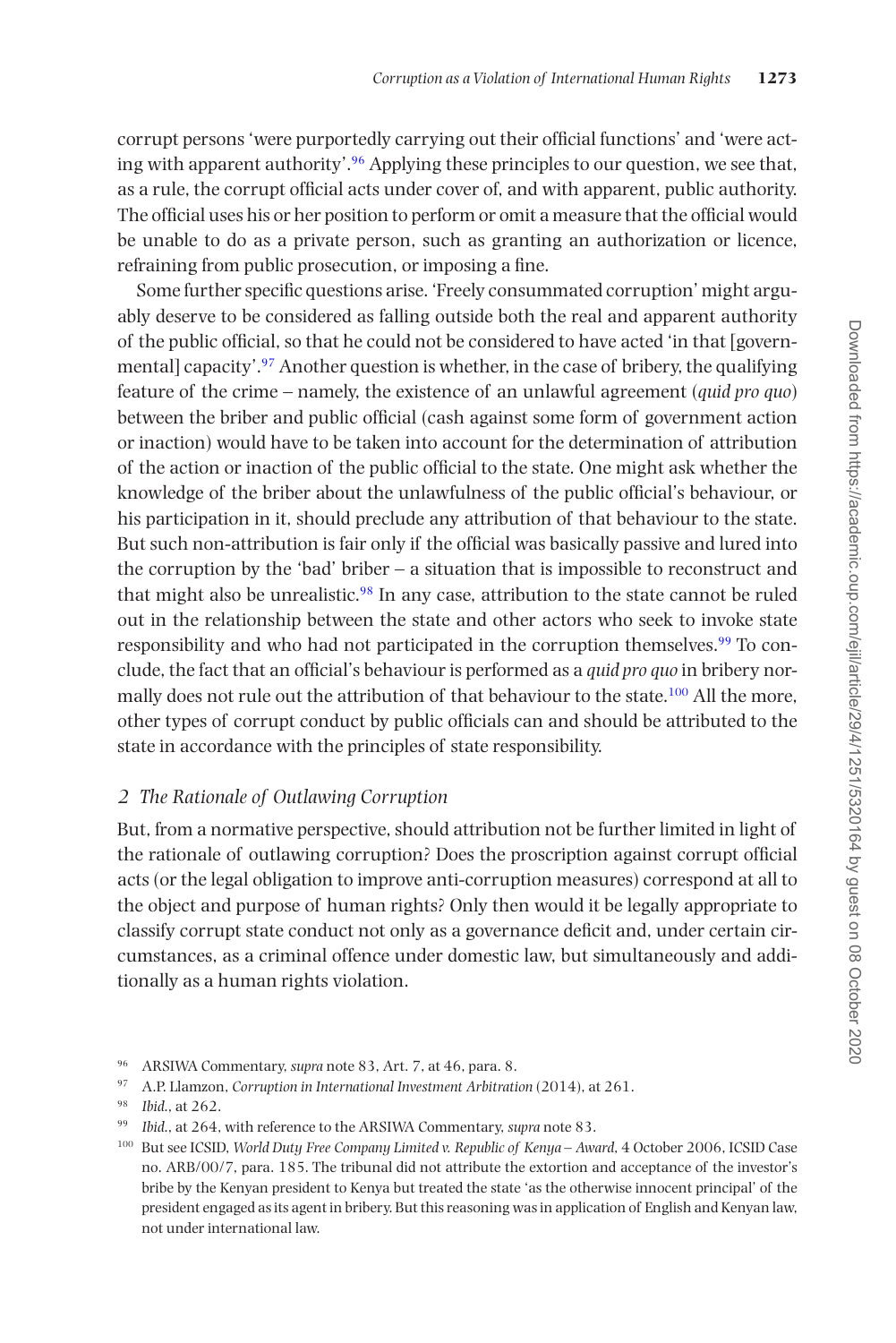corrupt persons 'were purportedly carrying out their official functions' and 'were acting with apparent authority'.[96] Applying these principles to our question, we see that, as a rule, the corrupt official acts under cover of, and with apparent, public authority. The official uses his or her position to perform or omit a measure that the official would be unable to do as a private person, such as granting an authorization or licence, refraining from public prosecution, or imposing a fine.

Some further specific questions arise. 'Freely consummated corruption' might arguably deserve to be considered as falling outside both the real and apparent authority of the public official, so that he could not be considered to have acted 'in that [governmental] capacity'.[97] Another question is whether, in the case of bribery, the qualifying feature of the crime – namely, the existence of an unlawful agreement (*quid pro quo*) between the briber and public official (cash against some form of government action or inaction) would have to be taken into account for the determination of attribution of the action or inaction of the public official to the state. One might ask whether the knowledge of the briber about the unlawfulness of the public official's behaviour, or his participation in it, should preclude any attribution of that behaviour to the state. But such non-attribution is fair only if the official was basically passive and lured into the corruption by the 'bad' briber – a situation that is impossible to reconstruct and that might also be unrealistic.[98] In any case, attribution to the state cannot be ruled out in the relationship between the state and other actors who seek to invoke state responsibility and who had not participated in the corruption themselves.[99] To conclude, the fact that an official's behaviour is performed as a *quid pro quo* in bribery normally does not rule out the attribution of that behaviour to the state.[100] All the more, other types of corrupt conduct by public officials can and should be attributed to the state in accordance with the principles of state responsibility.

### *2 The Rationale of Outlawing Corruption*

But, from a normative perspective, should attribution not be further limited in light of the rationale of outlawing corruption? Does the proscription against corrupt official acts (or the legal obligation to improve anti-corruption measures) correspond at all to the object and purpose of human rights? Only then would it be legally appropriate to classify corrupt state conduct not only as a governance deficit and, under certain circumstances, as a criminal offence under domestic law, but simultaneously and additionally as a human rights violation.

---

[96] ARSIWA Commentary, *supra* note 83, Art. 7, at 46, para. 8.

[97] A.P. Llamzon, *Corruption in International Investment Arbitration* (2014), at 261.

[98] *Ibid.*, at 262.

[99] *Ibid.*, at 264, with reference to the ARSIWA Commentary, *supra* note 83.

[100] But see ICSID, *World Duty Free Company Limited v. Republic of Kenya – Award*, 4 October 2006, ICSID Case no. ARB/00/7, para. 185. The tribunal did not attribute the extortion and acceptance of the investor's bribe by the Kenyan president to Kenya but treated the state 'as the otherwise innocent principal' of the president engaged as its agent in bribery. But this reasoning was in application of English and Kenyan law, not under international law.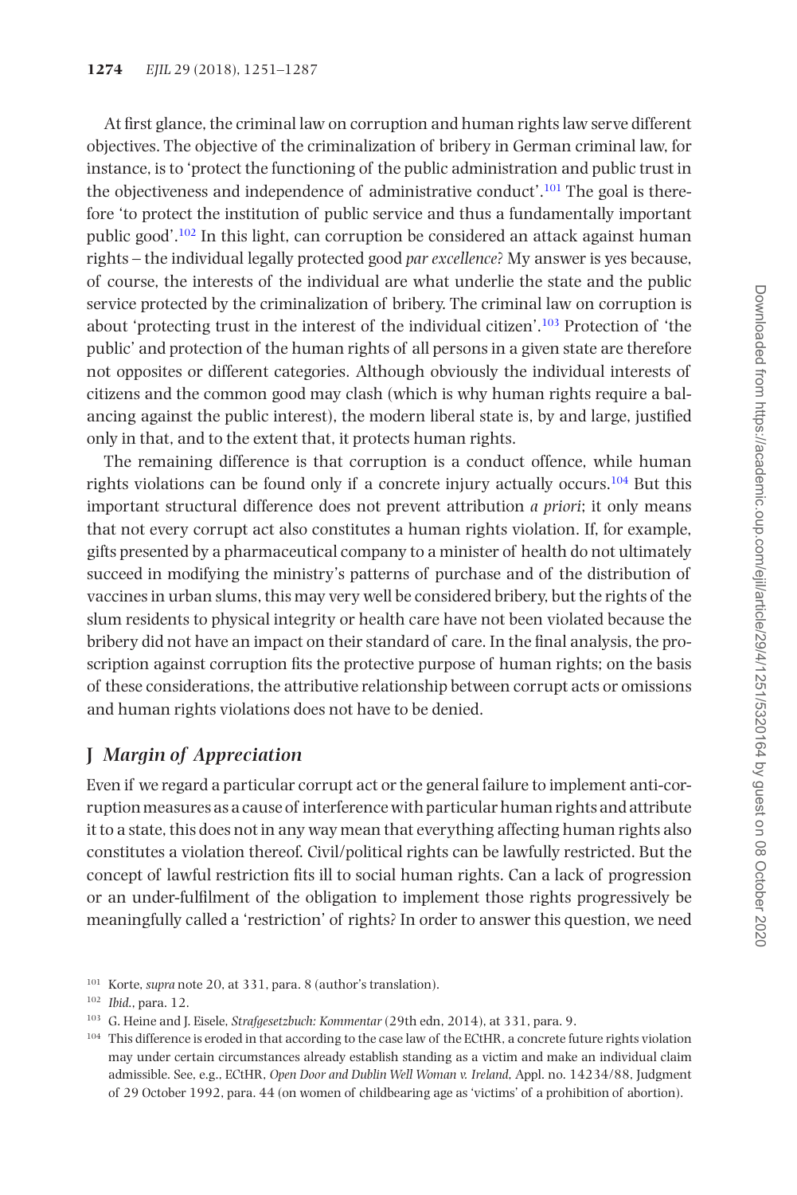At first glance, the criminal law on corruption and human rights law serve different objectives. The objective of the criminalization of bribery in German criminal law, for instance, is to 'protect the functioning of the public administration and public trust in the objectiveness and independence of administrative conduct'.[101] The goal is therefore 'to protect the institution of public service and thus a fundamentally important public good'.[102] In this light, can corruption be considered an attack against human rights – the individual legally protected good *par excellence*? My answer is yes because, of course, the interests of the individual are what underlie the state and the public service protected by the criminalization of bribery. The criminal law on corruption is about 'protecting trust in the interest of the individual citizen'.[103] Protection of 'the public' and protection of the human rights of all persons in a given state are therefore not opposites or different categories. Although obviously the individual interests of citizens and the common good may clash (which is why human rights require a balancing against the public interest), the modern liberal state is, by and large, justified only in that, and to the extent that, it protects human rights.

The remaining difference is that corruption is a conduct offence, while human rights violations can be found only if a concrete injury actually occurs.[104] But this important structural difference does not prevent attribution *a priori*; it only means that not every corrupt act also constitutes a human rights violation. If, for example, gifts presented by a pharmaceutical company to a minister of health do not ultimately succeed in modifying the ministry's patterns of purchase and of the distribution of vaccines in urban slums, this may very well be considered bribery, but the rights of the slum residents to physical integrity or health care have not been violated because the bribery did not have an impact on their standard of care. In the final analysis, the proscription against corruption fits the protective purpose of human rights; on the basis of these considerations, the attributive relationship between corrupt acts or omissions and human rights violations does not have to be denied.

## J *Margin of Appreciation*

Even if we regard a particular corrupt act or the general failure to implement anti-corruption measures as a cause of interference with particular human rights and attribute it to a state, this does not in any way mean that everything affecting human rights also constitutes a violation thereof. Civil/political rights can be lawfully restricted. But the concept of lawful restriction fits ill to social human rights. Can a lack of progression or an under-fulfilment of the obligation to implement those rights progressively be meaningfully called a 'restriction' of rights? In order to answer this question, we need

---

[101] Korte, *supra* note 20, at 331, para. 8 (author's translation).

[102] *Ibid.*, para. 12.

[103] G. Heine and J. Eisele, *Strafgesetzbuch: Kommentar* (29th edn, 2014), at 331, para. 9.

[104] This difference is eroded in that according to the case law of the ECtHR, a concrete future rights violation may under certain circumstances already establish standing as a victim and make an individual claim admissible. See, e.g., ECtHR, *Open Door and Dublin Well Woman v. Ireland*, Appl. no. 14234/88, Judgment of 29 October 1992, para. 44 (on women of childbearing age as 'victims' of a prohibition of abortion).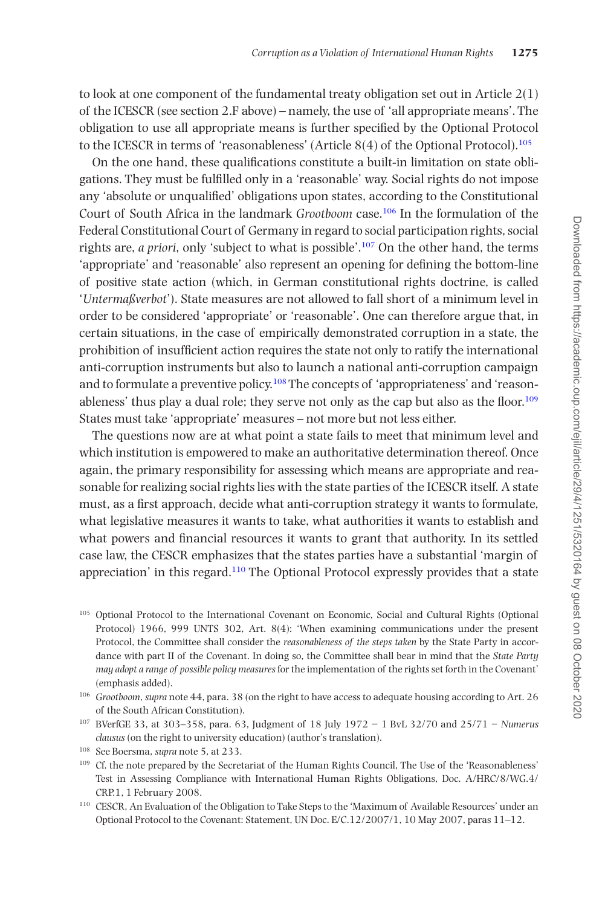to look at one component of the fundamental treaty obligation set out in Article 2(1) of the ICESCR (see section 2.F above) – namely, the use of 'all appropriate means'. The obligation to use all appropriate means is further specified by the Optional Protocol to the ICESCR in terms of 'reasonableness' (Article 8(4) of the Optional Protocol).[105]

On the one hand, these qualifications constitute a built-in limitation on state obligations. They must be fulfilled only in a 'reasonable' way. Social rights do not impose any 'absolute or unqualified' obligations upon states, according to the Constitutional Court of South Africa in the landmark *Grootboom* case.[106] In the formulation of the Federal Constitutional Court of Germany in regard to social participation rights, social rights are, *a priori*, only 'subject to what is possible'.[107] On the other hand, the terms 'appropriate' and 'reasonable' also represent an opening for defining the bottom-line of positive state action (which, in German constitutional rights doctrine, is called '*Untermaßverbot*'). State measures are not allowed to fall short of a minimum level in order to be considered 'appropriate' or 'reasonable'. One can therefore argue that, in certain situations, in the case of empirically demonstrated corruption in a state, the prohibition of insufficient action requires the state not only to ratify the international anti-corruption instruments but also to launch a national anti-corruption campaign and to formulate a preventive policy.[108] The concepts of 'appropriateness' and 'reasonableness' thus play a dual role; they serve not only as the cap but also as the floor.[109] States must take 'appropriate' measures – not more but not less either.

The questions now are at what point a state fails to meet that minimum level and which institution is empowered to make an authoritative determination thereof. Once again, the primary responsibility for assessing which means are appropriate and reasonable for realizing social rights lies with the state parties of the ICESCR itself. A state must, as a first approach, decide what anti-corruption strategy it wants to formulate, what legislative measures it wants to take, what authorities it wants to establish and what powers and financial resources it wants to grant that authority. In its settled case law, the CESCR emphasizes that the states parties have a substantial 'margin of appreciation' in this regard.[110] The Optional Protocol expressly provides that a state

---

[105] Optional Protocol to the International Covenant on Economic, Social and Cultural Rights (Optional Protocol) 1966, 999 UNTS 302, Art. 8(4): 'When examining communications under the present Protocol, the Committee shall consider the *reasonableness of the steps taken* by the State Party in accordance with part II of the Covenant. In doing so, the Committee shall bear in mind that the *State Party may adopt a range of possible policy measures* for the implementation of the rights set forth in the Covenant' (emphasis added).

[106] *Grootboom*, *supra* note 44, para. 38 (on the right to have access to adequate housing according to Art. 26 of the South African Constitution).

[107] BVerfGE 33, at 303–358, para. 63, Judgment of 18 July 1972 – 1 BvL 32/70 and 25/71 – *Numerus clausus* (on the right to university education) (author's translation).

[108] See Boersma, *supra* note 5, at 233.

[109] Cf. the note prepared by the Secretariat of the Human Rights Council, The Use of the 'Reasonableness' Test in Assessing Compliance with International Human Rights Obligations, Doc. A/HRC/8/WG.4/CRP.1, 1 February 2008.

[110] CESCR, An Evaluation of the Obligation to Take Steps to the 'Maximum of Available Resources' under an Optional Protocol to the Covenant: Statement, UN Doc. E/C.12/2007/1, 10 May 2007, paras 11–12.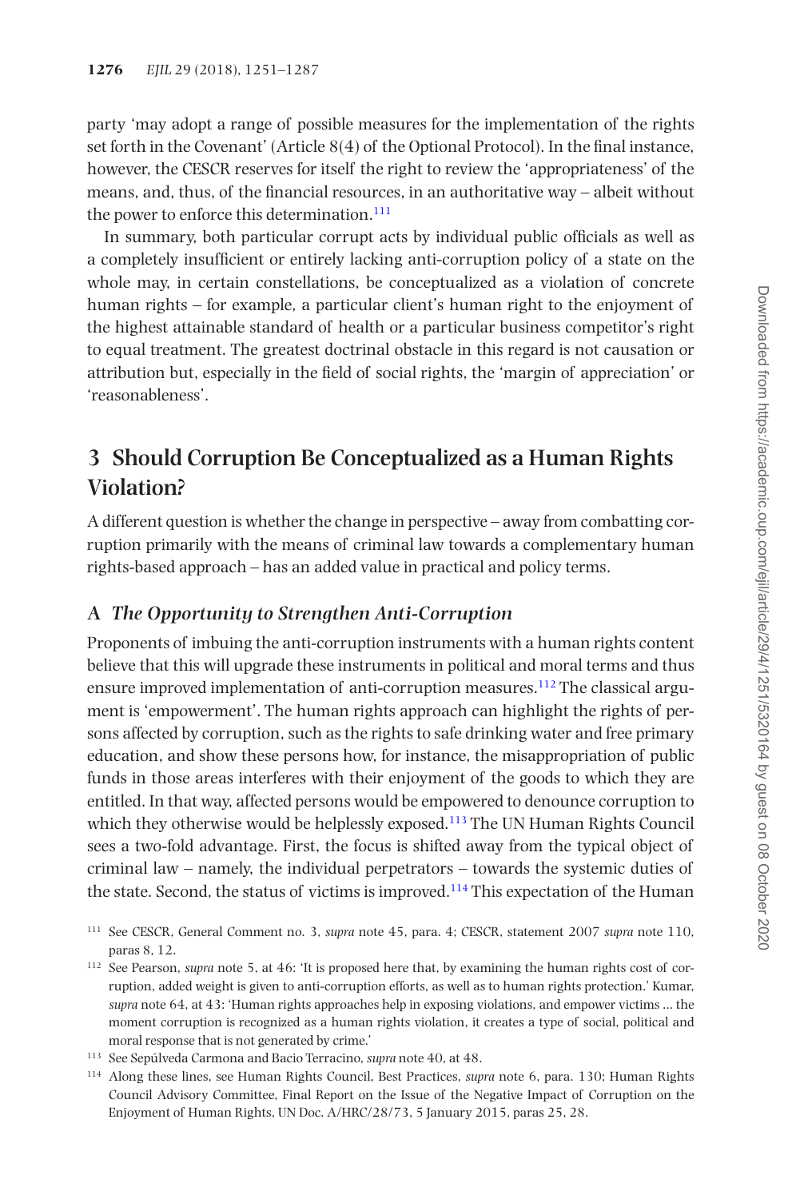party 'may adopt a range of possible measures for the implementation of the rights set forth in the Covenant' (Article 8(4) of the Optional Protocol). In the final instance, however, the CESCR reserves for itself the right to review the 'appropriateness' of the means, and, thus, of the financial resources, in an authoritative way – albeit without the power to enforce this determination.[111]

In summary, both particular corrupt acts by individual public officials as well as a completely insufficient or entirely lacking anti-corruption policy of a state on the whole may, in certain constellations, be conceptualized as a violation of concrete human rights – for example, a particular client's human right to the enjoyment of the highest attainable standard of health or a particular business competitor's right to equal treatment. The greatest doctrinal obstacle in this regard is not causation or attribution but, especially in the field of social rights, the 'margin of appreciation' or 'reasonableness'.

## 3 Should Corruption Be Conceptualized as a Human Rights Violation?

A different question is whether the change in perspective – away from combatting corruption primarily with the means of criminal law towards a complementary human rights-based approach – has an added value in practical and policy terms.

### A *The Opportunity to Strengthen Anti-Corruption*

Proponents of imbuing the anti-corruption instruments with a human rights content believe that this will upgrade these instruments in political and moral terms and thus ensure improved implementation of anti-corruption measures.[112] The classical argument is 'empowerment'. The human rights approach can highlight the rights of persons affected by corruption, such as the rights to safe drinking water and free primary education, and show these persons how, for instance, the misappropriation of public funds in those areas interferes with their enjoyment of the goods to which they are entitled. In that way, affected persons would be empowered to denounce corruption to which they otherwise would be helplessly exposed.[113] The UN Human Rights Council sees a two-fold advantage. First, the focus is shifted away from the typical object of criminal law – namely, the individual perpetrators – towards the systemic duties of the state. Second, the status of victims is improved.[114] This expectation of the Human

---

[111] See CESCR, General Comment no. 3, *supra* note 45, para. 4; CESCR, statement 2007 *supra* note 110, paras 8, 12.

[112] See Pearson, *supra* note 5, at 46: 'It is proposed here that, by examining the human rights cost of corruption, added weight is given to anti-corruption efforts, as well as to human rights protection.' Kumar, *supra* note 64, at 43: 'Human rights approaches help in exposing violations, and empower victims … the moment corruption is recognized as a human rights violation, it creates a type of social, political and moral response that is not generated by crime.'

[113] See Sepúlveda Carmona and Bacio Terracino, *supra* note 40, at 48.

[114] Along these lines, see Human Rights Council, Best Practices, *supra* note 6, para. 130; Human Rights Council Advisory Committee, Final Report on the Issue of the Negative Impact of Corruption on the Enjoyment of Human Rights, UN Doc. A/HRC/28/73, 5 January 2015, paras 25, 28.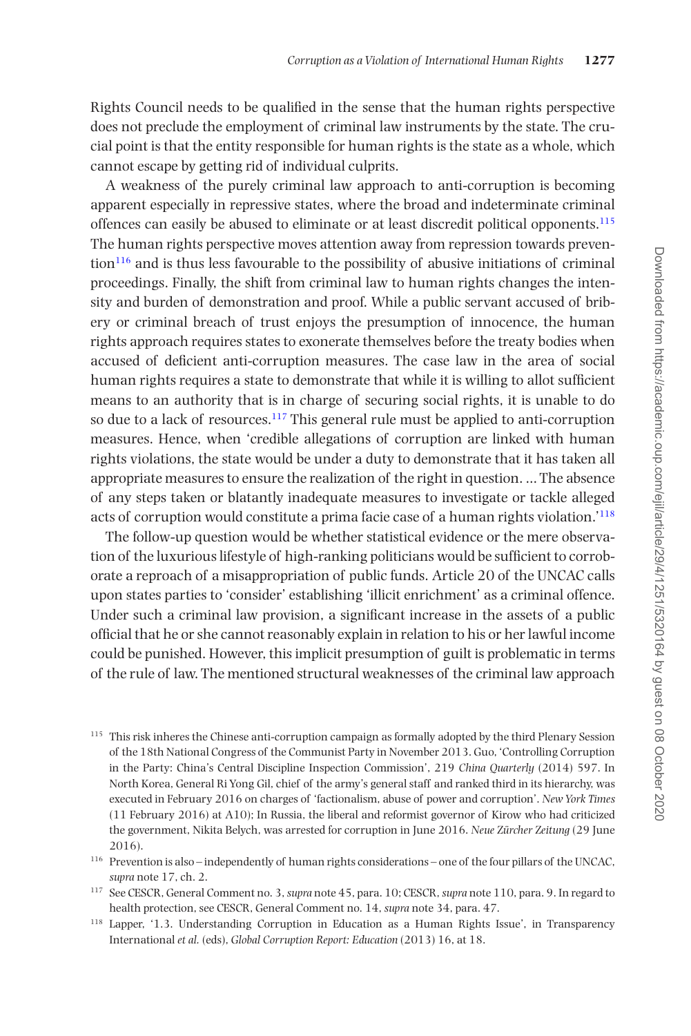Rights Council needs to be qualified in the sense that the human rights perspective does not preclude the employment of criminal law instruments by the state. The crucial point is that the entity responsible for human rights is the state as a whole, which cannot escape by getting rid of individual culprits.

A weakness of the purely criminal law approach to anti-corruption is becoming apparent especially in repressive states, where the broad and indeterminate criminal offences can easily be abused to eliminate or at least discredit political opponents.[115] The human rights perspective moves attention away from repression towards prevention[116] and is thus less favourable to the possibility of abusive initiations of criminal proceedings. Finally, the shift from criminal law to human rights changes the intensity and burden of demonstration and proof. While a public servant accused of bribery or criminal breach of trust enjoys the presumption of innocence, the human rights approach requires states to exonerate themselves before the treaty bodies when accused of deficient anti-corruption measures. The case law in the area of social human rights requires a state to demonstrate that while it is willing to allot sufficient means to an authority that is in charge of securing social rights, it is unable to do so due to a lack of resources.[117] This general rule must be applied to anti-corruption measures. Hence, when 'credible allegations of corruption are linked with human rights violations, the state would be under a duty to demonstrate that it has taken all appropriate measures to ensure the realization of the right in question. … The absence of any steps taken or blatantly inadequate measures to investigate or tackle alleged acts of corruption would constitute a prima facie case of a human rights violation.'[118]

The follow-up question would be whether statistical evidence or the mere observation of the luxurious lifestyle of high-ranking politicians would be sufficient to corroborate a reproach of a misappropriation of public funds. Article 20 of the UNCAC calls upon states parties to 'consider' establishing 'illicit enrichment' as a criminal offence. Under such a criminal law provision, a significant increase in the assets of a public official that he or she cannot reasonably explain in relation to his or her lawful income could be punished. However, this implicit presumption of guilt is problematic in terms of the rule of law. The mentioned structural weaknesses of the criminal law approach

---

[115] This risk inheres the Chinese anti-corruption campaign as formally adopted by the third Plenary Session of the 18th National Congress of the Communist Party in November 2013. Guo, 'Controlling Corruption in the Party: China's Central Discipline Inspection Commission', 219 *China Quarterly* (2014) 597. In North Korea, General Ri Yong Gil, chief of the army's general staff and ranked third in its hierarchy, was executed in February 2016 on charges of 'factionalism, abuse of power and corruption'. *New York Times* (11 February 2016) at A10); In Russia, the liberal and reformist governor of Kirow who had criticized the government, Nikita Belych, was arrested for corruption in June 2016. *Neue Zürcher Zeitung* (29 June 2016).

[116] Prevention is also – independently of human rights considerations – one of the four pillars of the UNCAC, *supra* note 17, ch. 2.

[117] See CESCR, General Comment no. 3, *supra* note 45, para. 10; CESCR, *supra* note 110, para. 9. In regard to health protection, see CESCR, General Comment no. 14, *supra* note 34, para. 47.

[118] Lapper, '1.3. Understanding Corruption in Education as a Human Rights Issue', in Transparency International *et al.* (eds), *Global Corruption Report: Education* (2013) 16, at 18.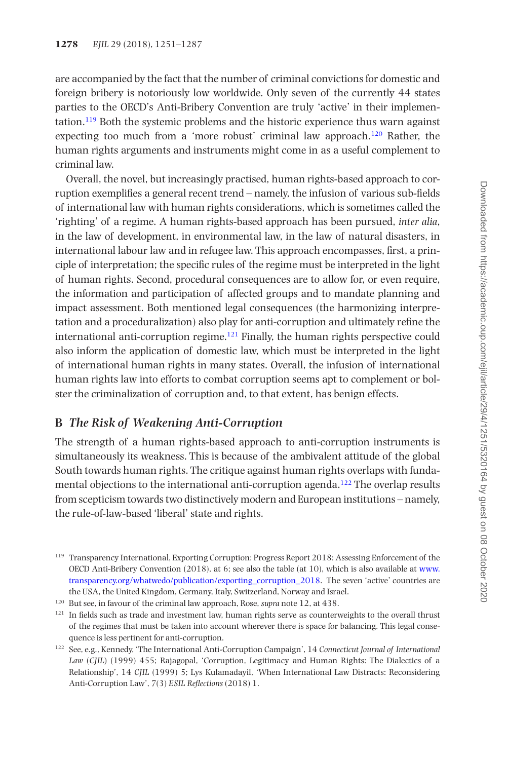are accompanied by the fact that the number of criminal convictions for domestic and foreign bribery is notoriously low worldwide. Only seven of the currently 44 states parties to the OECD's Anti-Bribery Convention are truly 'active' in their implementation.[119] Both the systemic problems and the historic experience thus warn against expecting too much from a 'more robust' criminal law approach.[120] Rather, the human rights arguments and instruments might come in as a useful complement to criminal law.

Overall, the novel, but increasingly practised, human rights-based approach to corruption exemplifies a general recent trend – namely, the infusion of various sub-fields of international law with human rights considerations, which is sometimes called the 'righting' of a regime. A human rights-based approach has been pursued, *inter alia*, in the law of development, in environmental law, in the law of natural disasters, in international labour law and in refugee law. This approach encompasses, first, a principle of interpretation; the specific rules of the regime must be interpreted in the light of human rights. Second, procedural consequences are to allow for, or even require, the information and participation of affected groups and to mandate planning and impact assessment. Both mentioned legal consequences (the harmonizing interpretation and a proceduralization) also play for anti-corruption and ultimately refine the international anti-corruption regime.[121] Finally, the human rights perspective could also inform the application of domestic law, which must be interpreted in the light of international human rights in many states. Overall, the infusion of international human rights law into efforts to combat corruption seems apt to complement or bolster the criminalization of corruption and, to that extent, has benign effects.

## B *The Risk of Weakening Anti-Corruption*

The strength of a human rights-based approach to anti-corruption instruments is simultaneously its weakness. This is because of the ambivalent attitude of the global South towards human rights. The critique against human rights overlaps with fundamental objections to the international anti-corruption agenda.[122] The overlap results from scepticism towards two distinctively modern and European institutions – namely, the rule-of-law-based 'liberal' state and rights.

[119] Transparency International, Exporting Corruption: Progress Report 2018: Assessing Enforcement of the OECD Anti-Bribery Convention (2018), at 6; see also the table (at 10), which is also available at www.transparency.org/whatwedo/publication/exporting_corruption_2018. The seven 'active' countries are the USA, the United Kingdom, Germany, Italy, Switzerland, Norway and Israel.

[120] But see, in favour of the criminal law approach, Rose, *supra* note 12, at 438.

[121] In fields such as trade and investment law, human rights serve as counterweights to the overall thrust of the regimes that must be taken into account wherever there is space for balancing. This legal consequence is less pertinent for anti-corruption.

[122] See, e.g., Kennedy, 'The International Anti-Corruption Campaign', 14 *Connecticut Journal of International Law* (*CJIL*) (1999) 455; Rajagopal, 'Corruption, Legitimacy and Human Rights: The Dialectics of a Relationship', 14 *CJIL* (1999) 5; Lys Kulamadayil, 'When International Law Distracts: Reconsidering Anti-Corruption Law', 7(3) *ESIL Reflections* (2018) 1.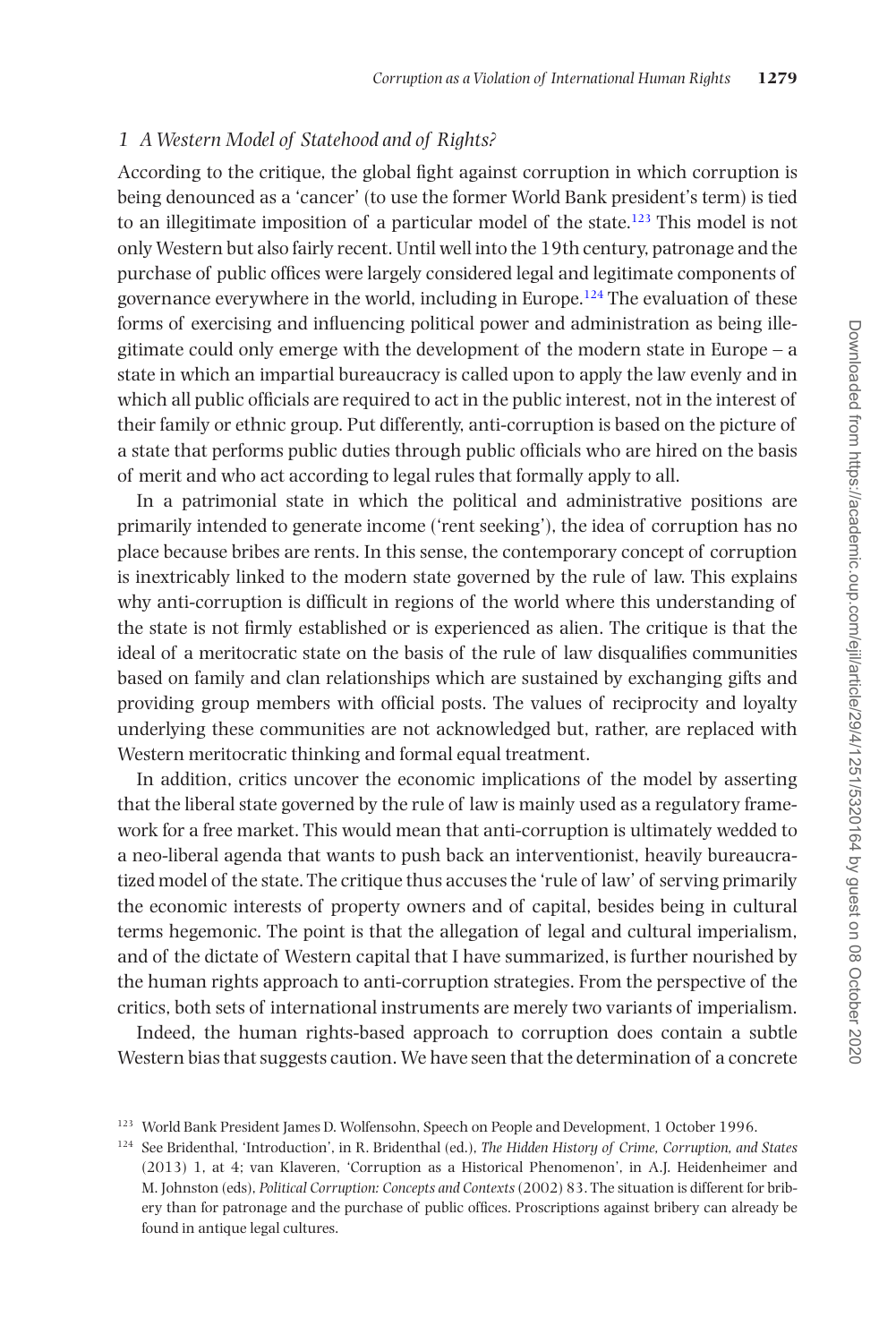### 1 *A Western Model of Statehood and of Rights?*

According to the critique, the global fight against corruption in which corruption is being denounced as a 'cancer' (to use the former World Bank president's term) is tied to an illegitimate imposition of a particular model of the state.[123] This model is not only Western but also fairly recent. Until well into the 19th century, patronage and the purchase of public offices were largely considered legal and legitimate components of governance everywhere in the world, including in Europe.[124] The evaluation of these forms of exercising and influencing political power and administration as being illegitimate could only emerge with the development of the modern state in Europe – a state in which an impartial bureaucracy is called upon to apply the law evenly and in which all public officials are required to act in the public interest, not in the interest of their family or ethnic group. Put differently, anti-corruption is based on the picture of a state that performs public duties through public officials who are hired on the basis of merit and who act according to legal rules that formally apply to all.

In a patrimonial state in which the political and administrative positions are primarily intended to generate income ('rent seeking'), the idea of corruption has no place because bribes are rents. In this sense, the contemporary concept of corruption is inextricably linked to the modern state governed by the rule of law. This explains why anti-corruption is difficult in regions of the world where this understanding of the state is not firmly established or is experienced as alien. The critique is that the ideal of a meritocratic state on the basis of the rule of law disqualifies communities based on family and clan relationships which are sustained by exchanging gifts and providing group members with official posts. The values of reciprocity and loyalty underlying these communities are not acknowledged but, rather, are replaced with Western meritocratic thinking and formal equal treatment.

In addition, critics uncover the economic implications of the model by asserting that the liberal state governed by the rule of law is mainly used as a regulatory framework for a free market. This would mean that anti-corruption is ultimately wedded to a neo-liberal agenda that wants to push back an interventionist, heavily bureaucratized model of the state. The critique thus accuses the 'rule of law' of serving primarily the economic interests of property owners and of capital, besides being in cultural terms hegemonic. The point is that the allegation of legal and cultural imperialism, and of the dictate of Western capital that I have summarized, is further nourished by the human rights approach to anti-corruption strategies. From the perspective of the critics, both sets of international instruments are merely two variants of imperialism.

Indeed, the human rights-based approach to corruption does contain a subtle Western bias that suggests caution. We have seen that the determination of a concrete

[123] World Bank President James D. Wolfensohn, Speech on People and Development, 1 October 1996.

[124] See Bridenthal, 'Introduction', in R. Bridenthal (ed.), *The Hidden History of Crime, Corruption, and States* (2013) 1, at 4; van Klaveren, 'Corruption as a Historical Phenomenon', in A.J. Heidenheimer and M. Johnston (eds), *Political Corruption: Concepts and Contexts* (2002) 83. The situation is different for bribery than for patronage and the purchase of public offices. Proscriptions against bribery can already be found in antique legal cultures.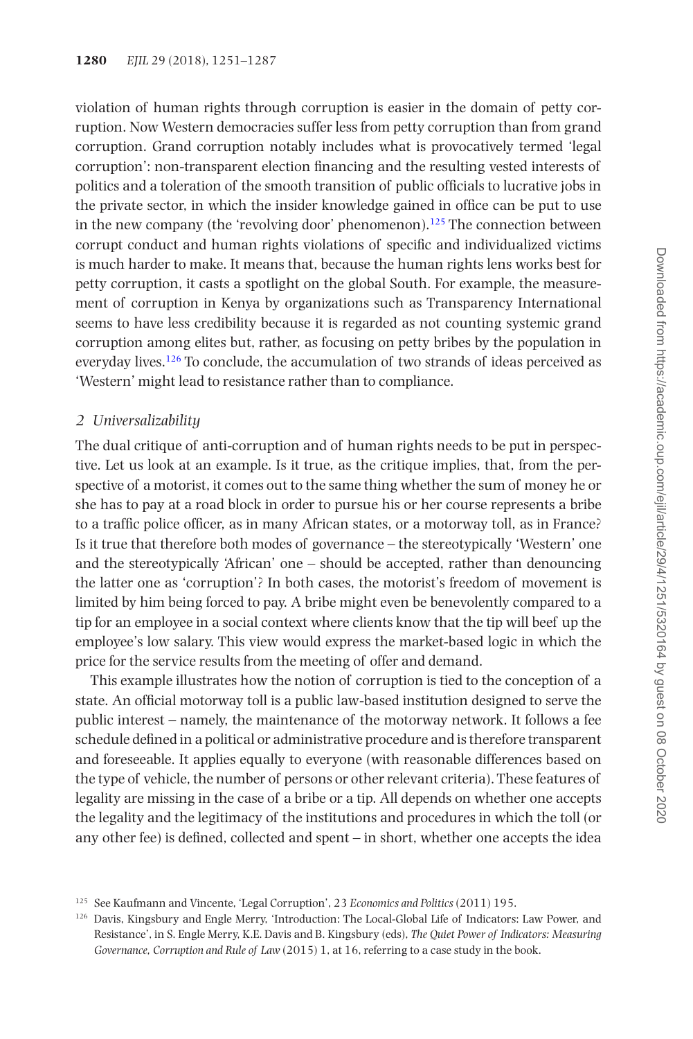violation of human rights through corruption is easier in the domain of petty corruption. Now Western democracies suffer less from petty corruption than from grand corruption. Grand corruption notably includes what is provocatively termed 'legal corruption': non-transparent election financing and the resulting vested interests of politics and a toleration of the smooth transition of public officials to lucrative jobs in the private sector, in which the insider knowledge gained in office can be put to use in the new company (the 'revolving door' phenomenon).[125] The connection between corrupt conduct and human rights violations of specific and individualized victims is much harder to make. It means that, because the human rights lens works best for petty corruption, it casts a spotlight on the global South. For example, the measurement of corruption in Kenya by organizations such as Transparency International seems to have less credibility because it is regarded as not counting systemic grand corruption among elites but, rather, as focusing on petty bribes by the population in everyday lives.[126] To conclude, the accumulation of two strands of ideas perceived as 'Western' might lead to resistance rather than to compliance.

### *2 Universalizability*

The dual critique of anti-corruption and of human rights needs to be put in perspective. Let us look at an example. Is it true, as the critique implies, that, from the perspective of a motorist, it comes out to the same thing whether the sum of money he or she has to pay at a road block in order to pursue his or her course represents a bribe to a traffic police officer, as in many African states, or a motorway toll, as in France? Is it true that therefore both modes of governance – the stereotypically 'Western' one and the stereotypically 'African' one – should be accepted, rather than denouncing the latter one as 'corruption'? In both cases, the motorist's freedom of movement is limited by him being forced to pay. A bribe might even be benevolently compared to a tip for an employee in a social context where clients know that the tip will beef up the employee's low salary. This view would express the market-based logic in which the price for the service results from the meeting of offer and demand.

This example illustrates how the notion of corruption is tied to the conception of a state. An official motorway toll is a public law-based institution designed to serve the public interest – namely, the maintenance of the motorway network. It follows a fee schedule defined in a political or administrative procedure and is therefore transparent and foreseeable. It applies equally to everyone (with reasonable differences based on the type of vehicle, the number of persons or other relevant criteria). These features of legality are missing in the case of a bribe or a tip. All depends on whether one accepts the legality and the legitimacy of the institutions and procedures in which the toll (or any other fee) is defined, collected and spent – in short, whether one accepts the idea

---

[125] See Kaufmann and Vincente, 'Legal Corruption', 23 *Economics and Politics* (2011) 195.

[126] Davis, Kingsbury and Engle Merry, 'Introduction: The Local-Global Life of Indicators: Law Power, and Resistance', in S. Engle Merry, K.E. Davis and B. Kingsbury (eds), *The Quiet Power of Indicators: Measuring Governance, Corruption and Rule of Law* (2015) 1, at 16, referring to a case study in the book.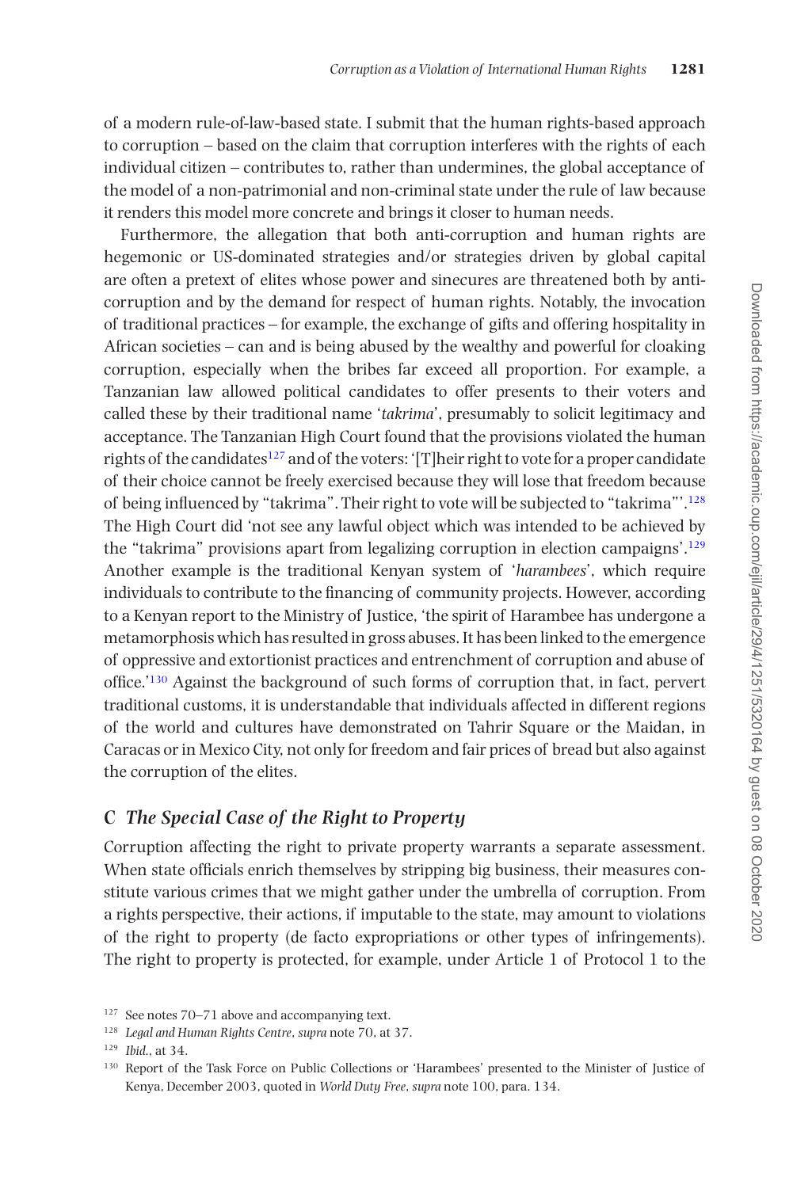of a modern rule-of-law-based state. I submit that the human rights-based approach to corruption – based on the claim that corruption interferes with the rights of each individual citizen – contributes to, rather than undermines, the global acceptance of the model of a non-patrimonial and non-criminal state under the rule of law because it renders this model more concrete and brings it closer to human needs.

Furthermore, the allegation that both anti-corruption and human rights are hegemonic or US-dominated strategies and/or strategies driven by global capital are often a pretext of elites whose power and sinecures are threatened both by anti-corruption and by the demand for respect of human rights. Notably, the invocation of traditional practices – for example, the exchange of gifts and offering hospitality in African societies – can and is being abused by the wealthy and powerful for cloaking corruption, especially when the bribes far exceed all proportion. For example, a Tanzanian law allowed political candidates to offer presents to their voters and called these by their traditional name '*takrima*', presumably to solicit legitimacy and acceptance. The Tanzanian High Court found that the provisions violated the human rights of the candidates[127] and of the voters: '[T]heir right to vote for a proper candidate of their choice cannot be freely exercised because they will lose that freedom because of being influenced by "takrima". Their right to vote will be subjected to "takrima"'.[128] The High Court did 'not see any lawful object which was intended to be achieved by the "takrima" provisions apart from legalizing corruption in election campaigns'.[129] Another example is the traditional Kenyan system of '*harambees*', which require individuals to contribute to the financing of community projects. However, according to a Kenyan report to the Ministry of Justice, 'the spirit of Harambee has undergone a metamorphosis which has resulted in gross abuses. It has been linked to the emergence of oppressive and extortionist practices and entrenchment of corruption and abuse of office.'[130] Against the background of such forms of corruption that, in fact, pervert traditional customs, it is understandable that individuals affected in different regions of the world and cultures have demonstrated on Tahrir Square or the Maidan, in Caracas or in Mexico City, not only for freedom and fair prices of bread but also against the corruption of the elites.

## C *The Special Case of the Right to Property*

Corruption affecting the right to private property warrants a separate assessment. When state officials enrich themselves by stripping big business, their measures constitute various crimes that we might gather under the umbrella of corruption. From a rights perspective, their actions, if imputable to the state, may amount to violations of the right to property (de facto expropriations or other types of infringements). The right to property is protected, for example, under Article 1 of Protocol 1 to the

---

[127] See notes 70–71 above and accompanying text.

[128] *Legal and Human Rights Centre*, *supra* note 70, at 37.

[129] *Ibid.*, at 34.

[130] Report of the Task Force on Public Collections or 'Harambees' presented to the Minister of Justice of Kenya, December 2003, quoted in *World Duty Free*, *supra* note 100, para. 134.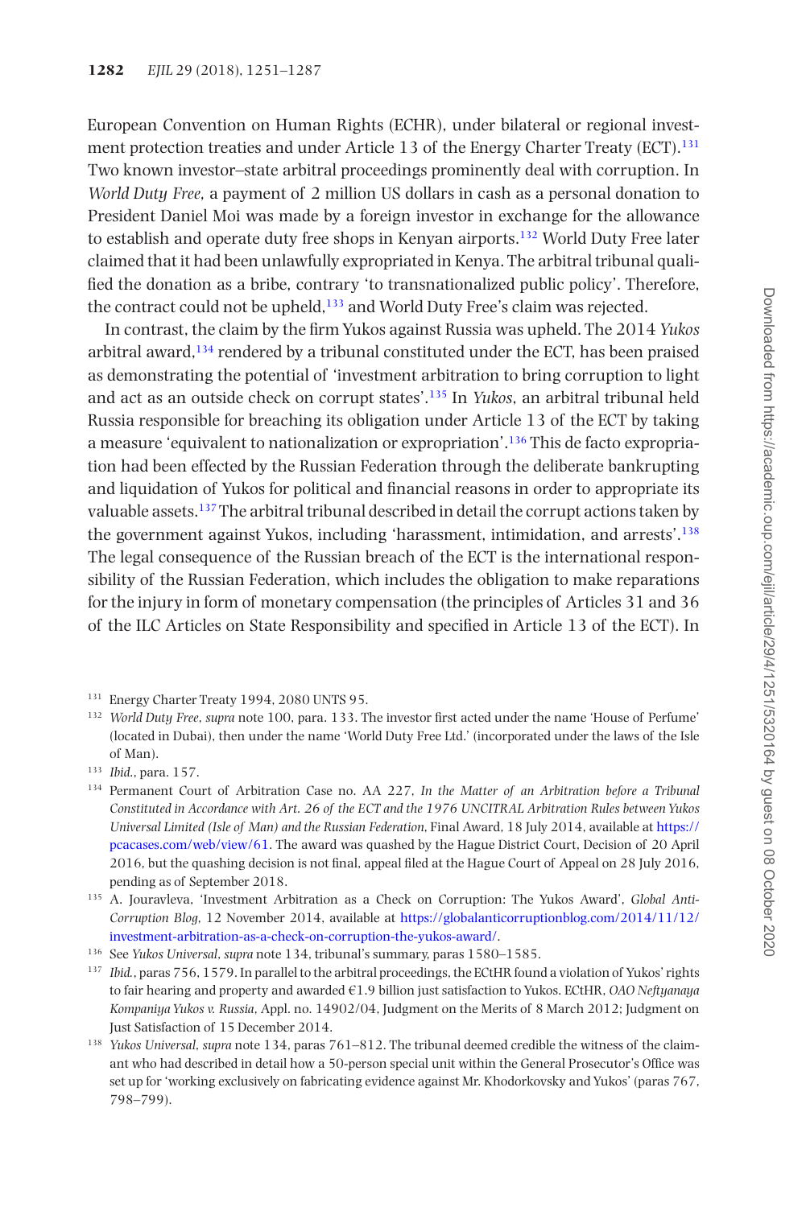European Convention on Human Rights (ECHR), under bilateral or regional investment protection treaties and under Article 13 of the Energy Charter Treaty (ECT).[131] Two known investor–state arbitral proceedings prominently deal with corruption. In *World Duty Free*, a payment of 2 million US dollars in cash as a personal donation to President Daniel Moi was made by a foreign investor in exchange for the allowance to establish and operate duty free shops in Kenyan airports.[132] World Duty Free later claimed that it had been unlawfully expropriated in Kenya. The arbitral tribunal qualified the donation as a bribe, contrary 'to transnationalized public policy'. Therefore, the contract could not be upheld,[133] and World Duty Free's claim was rejected.

In contrast, the claim by the firm Yukos against Russia was upheld. The 2014 *Yukos* arbitral award,[134] rendered by a tribunal constituted under the ECT, has been praised as demonstrating the potential of 'investment arbitration to bring corruption to light and act as an outside check on corrupt states'.[135] In *Yukos*, an arbitral tribunal held Russia responsible for breaching its obligation under Article 13 of the ECT by taking a measure 'equivalent to nationalization or expropriation'.[136] This de facto expropriation had been effected by the Russian Federation through the deliberate bankrupting and liquidation of Yukos for political and financial reasons in order to appropriate its valuable assets.[137] The arbitral tribunal described in detail the corrupt actions taken by the government against Yukos, including 'harassment, intimidation, and arrests'.[138] The legal consequence of the Russian breach of the ECT is the international responsibility of the Russian Federation, which includes the obligation to make reparations for the injury in form of monetary compensation (the principles of Articles 31 and 36 of the ILC Articles on State Responsibility and specified in Article 13 of the ECT). In

---

[131] Energy Charter Treaty 1994, 2080 UNTS 95.

[132] *World Duty Free*, *supra* note 100, para. 133. The investor first acted under the name 'House of Perfume' (located in Dubai), then under the name 'World Duty Free Ltd.' (incorporated under the laws of the Isle of Man).

[133] *Ibid.*, para. 157.

[134] Permanent Court of Arbitration Case no. AA 227, *In the Matter of an Arbitration before a Tribunal Constituted in Accordance with Art. 26 of the ECT and the 1976 UNCITRAL Arbitration Rules between Yukos Universal Limited (Isle of Man) and the Russian Federation*, Final Award, 18 July 2014, available at https://pcacases.com/web/view/61. The award was quashed by the Hague District Court, Decision of 20 April 2016, but the quashing decision is not final, appeal filed at the Hague Court of Appeal on 28 July 2016, pending as of September 2018.

[135] A. Jouravleva, 'Investment Arbitration as a Check on Corruption: The Yukos Award', *Global Anti-Corruption Blog*, 12 November 2014, available at https://globalanticorruptionblog.com/2014/11/12/investment-arbitration-as-a-check-on-corruption-the-yukos-award/.

[136] See *Yukos Universal*, *supra* note 134, tribunal's summary, paras 1580–1585.

[137] *Ibid.*, paras 756, 1579. In parallel to the arbitral proceedings, the ECtHR found a violation of Yukos' rights to fair hearing and property and awarded €1.9 billion just satisfaction to Yukos. ECtHR, *OAO Neftyanaya Kompaniya Yukos v. Russia*, Appl. no. 14902/04, Judgment on the Merits of 8 March 2012; Judgment on Just Satisfaction of 15 December 2014.

[138] *Yukos Universal*, *supra* note 134, paras 761–812. The tribunal deemed credible the witness of the claimant who had described in detail how a 50-person special unit within the General Prosecutor's Office was set up for 'working exclusively on fabricating evidence against Mr. Khodorkovsky and Yukos' (paras 767, 798–799).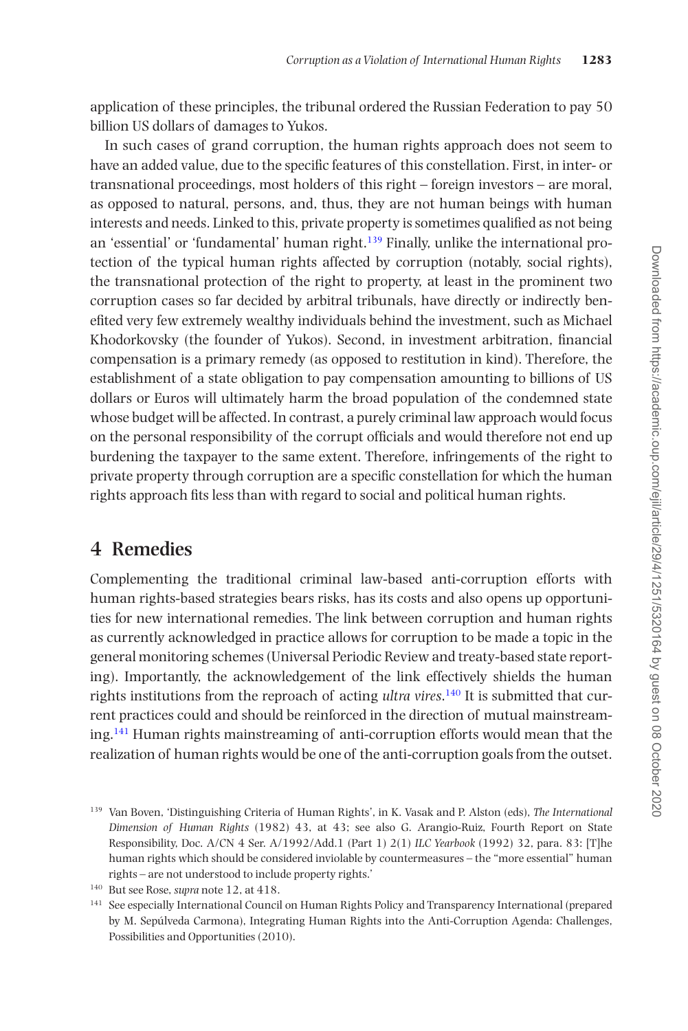application of these principles, the tribunal ordered the Russian Federation to pay 50 billion US dollars of damages to Yukos.

In such cases of grand corruption, the human rights approach does not seem to have an added value, due to the specific features of this constellation. First, in inter- or transnational proceedings, most holders of this right – foreign investors – are moral, as opposed to natural, persons, and, thus, they are not human beings with human interests and needs. Linked to this, private property is sometimes qualified as not being an 'essential' or 'fundamental' human right.[139] Finally, unlike the international protection of the typical human rights affected by corruption (notably, social rights), the transnational protection of the right to property, at least in the prominent two corruption cases so far decided by arbitral tribunals, have directly or indirectly benefited very few extremely wealthy individuals behind the investment, such as Michael Khodorkovsky (the founder of Yukos). Second, in investment arbitration, financial compensation is a primary remedy (as opposed to restitution in kind). Therefore, the establishment of a state obligation to pay compensation amounting to billions of US dollars or Euros will ultimately harm the broad population of the condemned state whose budget will be affected. In contrast, a purely criminal law approach would focus on the personal responsibility of the corrupt officials and would therefore not end up burdening the taxpayer to the same extent. Therefore, infringements of the right to private property through corruption are a specific constellation for which the human rights approach fits less than with regard to social and political human rights.

## 4 Remedies

Complementing the traditional criminal law-based anti-corruption efforts with human rights-based strategies bears risks, has its costs and also opens up opportunities for new international remedies. The link between corruption and human rights as currently acknowledged in practice allows for corruption to be made a topic in the general monitoring schemes (Universal Periodic Review and treaty-based state reporting). Importantly, the acknowledgement of the link effectively shields the human rights institutions from the reproach of acting *ultra vires*.[140] It is submitted that current practices could and should be reinforced in the direction of mutual mainstreaming.[141] Human rights mainstreaming of anti-corruption efforts would mean that the realization of human rights would be one of the anti-corruption goals from the outset.

---

[139] Van Boven, 'Distinguishing Criteria of Human Rights', in K. Vasak and P. Alston (eds), *The International Dimension of Human Rights* (1982) 43, at 43; see also G. Arangio-Ruiz, Fourth Report on State Responsibility, Doc. A/CN 4 Ser. A/1992/Add.1 (Part 1) 2(1) *ILC Yearbook* (1992) 32, para. 83: [T]he human rights which should be considered inviolable by countermeasures – the "more essential" human rights – are not understood to include property rights.'

[140] But see Rose, *supra* note 12, at 418.

[141] See especially International Council on Human Rights Policy and Transparency International (prepared by M. Sepúlveda Carmona), Integrating Human Rights into the Anti-Corruption Agenda: Challenges, Possibilities and Opportunities (2010).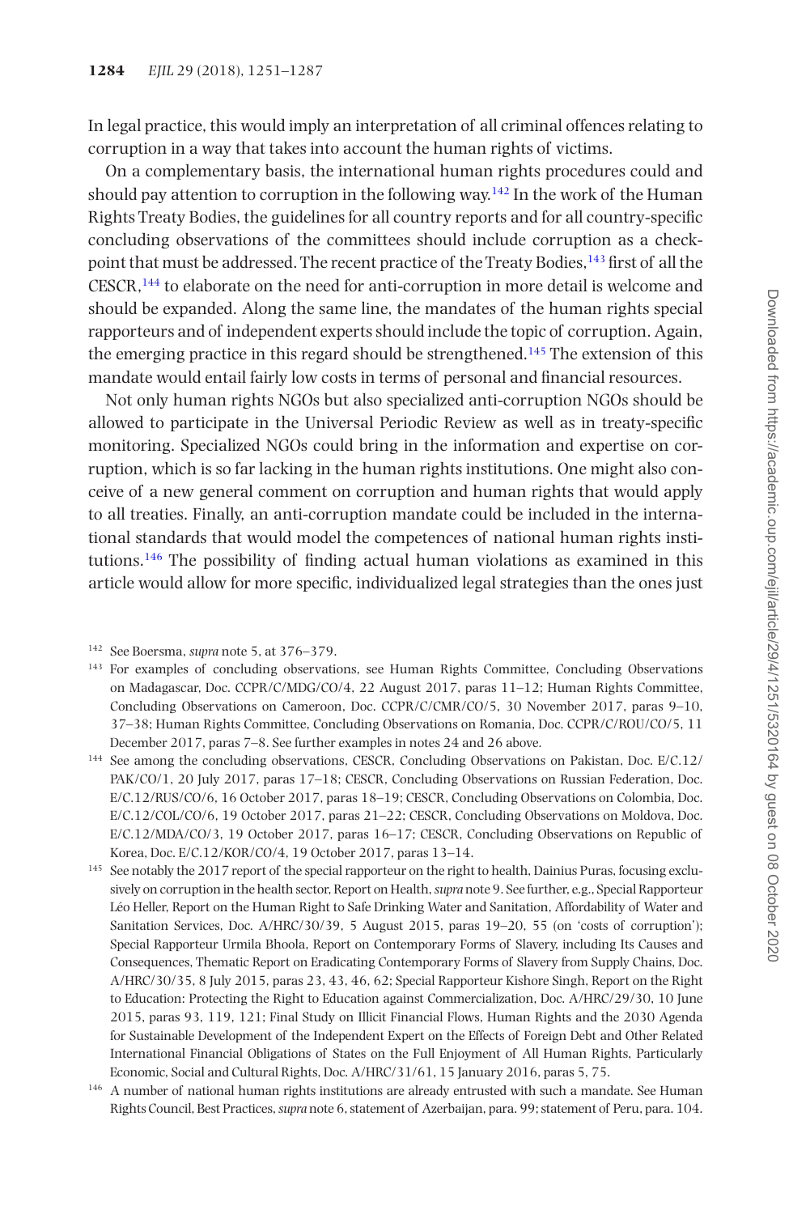In legal practice, this would imply an interpretation of all criminal offences relating to corruption in a way that takes into account the human rights of victims.

On a complementary basis, the international human rights procedures could and should pay attention to corruption in the following way.[142] In the work of the Human Rights Treaty Bodies, the guidelines for all country reports and for all country-specific concluding observations of the committees should include corruption as a checkpoint that must be addressed. The recent practice of the Treaty Bodies,[143] first of all the CESCR,[144] to elaborate on the need for anti-corruption in more detail is welcome and should be expanded. Along the same line, the mandates of the human rights special rapporteurs and of independent experts should include the topic of corruption. Again, the emerging practice in this regard should be strengthened.[145] The extension of this mandate would entail fairly low costs in terms of personal and financial resources.

Not only human rights NGOs but also specialized anti-corruption NGOs should be allowed to participate in the Universal Periodic Review as well as in treaty-specific monitoring. Specialized NGOs could bring in the information and expertise on corruption, which is so far lacking in the human rights institutions. One might also conceive of a new general comment on corruption and human rights that would apply to all treaties. Finally, an anti-corruption mandate could be included in the international standards that would model the competences of national human rights institutions.[146] The possibility of finding actual human violations as examined in this article would allow for more specific, individualized legal strategies than the ones just

---

[142] See Boersma, *supra* note 5, at 376–379.

[143] For examples of concluding observations, see Human Rights Committee, Concluding Observations on Madagascar, Doc. CCPR/C/MDG/CO/4, 22 August 2017, paras 11–12; Human Rights Committee, Concluding Observations on Cameroon, Doc. CCPR/C/CMR/CO/5, 30 November 2017, paras 9–10, 37–38; Human Rights Committee, Concluding Observations on Romania, Doc. CCPR/C/ROU/CO/5, 11 December 2017, paras 7–8. See further examples in notes 24 and 26 above.

[144] See among the concluding observations, CESCR, Concluding Observations on Pakistan, Doc. E/C.12/PAK/CO/1, 20 July 2017, paras 17–18; CESCR, Concluding Observations on Russian Federation, Doc. E/C.12/RUS/CO/6, 16 October 2017, paras 18–19; CESCR, Concluding Observations on Colombia, Doc. E/C.12/COL/CO/6, 19 October 2017, paras 21–22; CESCR, Concluding Observations on Moldova, Doc. E/C.12/MDA/CO/3, 19 October 2017, paras 16–17; CESCR, Concluding Observations on Republic of Korea, Doc. E/C.12/KOR/CO/4, 19 October 2017, paras 13–14.

[145] See notably the 2017 report of the special rapporteur on the right to health, Dainius Puras, focusing exclusively on corruption in the health sector, Report on Health, *supra* note 9. See further, e.g., Special Rapporteur Léo Heller, Report on the Human Right to Safe Drinking Water and Sanitation, Affordability of Water and Sanitation Services, Doc. A/HRC/30/39, 5 August 2015, paras 19–20, 55 (on 'costs of corruption'); Special Rapporteur Urmila Bhoola, Report on Contemporary Forms of Slavery, including Its Causes and Consequences, Thematic Report on Eradicating Contemporary Forms of Slavery from Supply Chains, Doc. A/HRC/30/35, 8 July 2015, paras 23, 43, 46, 62; Special Rapporteur Kishore Singh, Report on the Right to Education: Protecting the Right to Education against Commercialization, Doc. A/HRC/29/30, 10 June 2015, paras 93, 119, 121; Final Study on Illicit Financial Flows, Human Rights and the 2030 Agenda for Sustainable Development of the Independent Expert on the Effects of Foreign Debt and Other Related International Financial Obligations of States on the Full Enjoyment of All Human Rights, Particularly Economic, Social and Cultural Rights, Doc. A/HRC/31/61, 15 January 2016, paras 5, 75.

[146] A number of national human rights institutions are already entrusted with such a mandate. See Human Rights Council, Best Practices, *supra* note 6, statement of Azerbaijan, para. 99; statement of Peru, para. 104.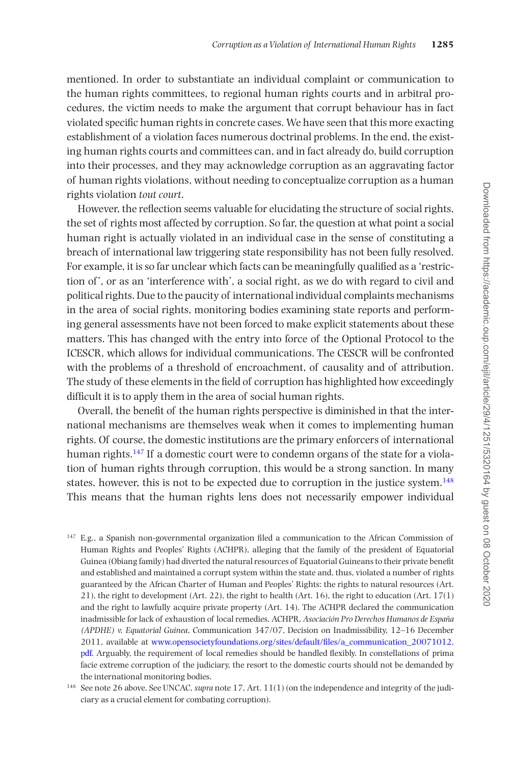mentioned. In order to substantiate an individual complaint or communication to the human rights committees, to regional human rights courts and in arbitral procedures, the victim needs to make the argument that corrupt behaviour has in fact violated specific human rights in concrete cases. We have seen that this more exacting establishment of a violation faces numerous doctrinal problems. In the end, the existing human rights courts and committees can, and in fact already do, build corruption into their processes, and they may acknowledge corruption as an aggravating factor of human rights violations, without needing to conceptualize corruption as a human rights violation *tout court*.

However, the reflection seems valuable for elucidating the structure of social rights, the set of rights most affected by corruption. So far, the question at what point a social human right is actually violated in an individual case in the sense of constituting a breach of international law triggering state responsibility has not been fully resolved. For example, it is so far unclear which facts can be meaningfully qualified as a 'restriction of', or as an 'interference with', a social right, as we do with regard to civil and political rights. Due to the paucity of international individual complaints mechanisms in the area of social rights, monitoring bodies examining state reports and performing general assessments have not been forced to make explicit statements about these matters. This has changed with the entry into force of the Optional Protocol to the ICESCR, which allows for individual communications. The CESCR will be confronted with the problems of a threshold of encroachment, of causality and of attribution. The study of these elements in the field of corruption has highlighted how exceedingly difficult it is to apply them in the area of social human rights.

Overall, the benefit of the human rights perspective is diminished in that the international mechanisms are themselves weak when it comes to implementing human rights. Of course, the domestic institutions are the primary enforcers of international human rights.[147] If a domestic court were to condemn organs of the state for a violation of human rights through corruption, this would be a strong sanction. In many states, however, this is not to be expected due to corruption in the justice system.[148] This means that the human rights lens does not necessarily empower individual

[147] E.g., a Spanish non-governmental organization filed a communication to the African Commission of Human Rights and Peoples' Rights (ACHPR), alleging that the family of the president of Equatorial Guinea (Obiang family) had diverted the natural resources of Equatorial Guineans to their private benefit and established and maintained a corrupt system within the state and, thus, violated a number of rights guaranteed by the African Charter of Human and Peoples' Rights: the rights to natural resources (Art. 21), the right to development (Art. 22), the right to health (Art. 16), the right to education (Art. 17(1) and the right to lawfully acquire private property (Art. 14). The ACHPR declared the communication inadmissible for lack of exhaustion of local remedies. ACHPR, *Asociación Pro Derechos Humanos de España (APDHE) v. Equatorial Guinea*, Communication 347/07, Decision on Inadmissibility, 12–16 December 2011, available at www.opensocietyfoundations.org/sites/default/files/a_communication_20071012.pdf. Arguably, the requirement of local remedies should be handled flexibly. In constellations of prima facie extreme corruption of the judiciary, the resort to the domestic courts should not be demanded by the international monitoring bodies.

[148] See note 26 above. See UNCAC, *supra* note 17, Art. 11(1) (on the independence and integrity of the judiciary as a crucial element for combating corruption).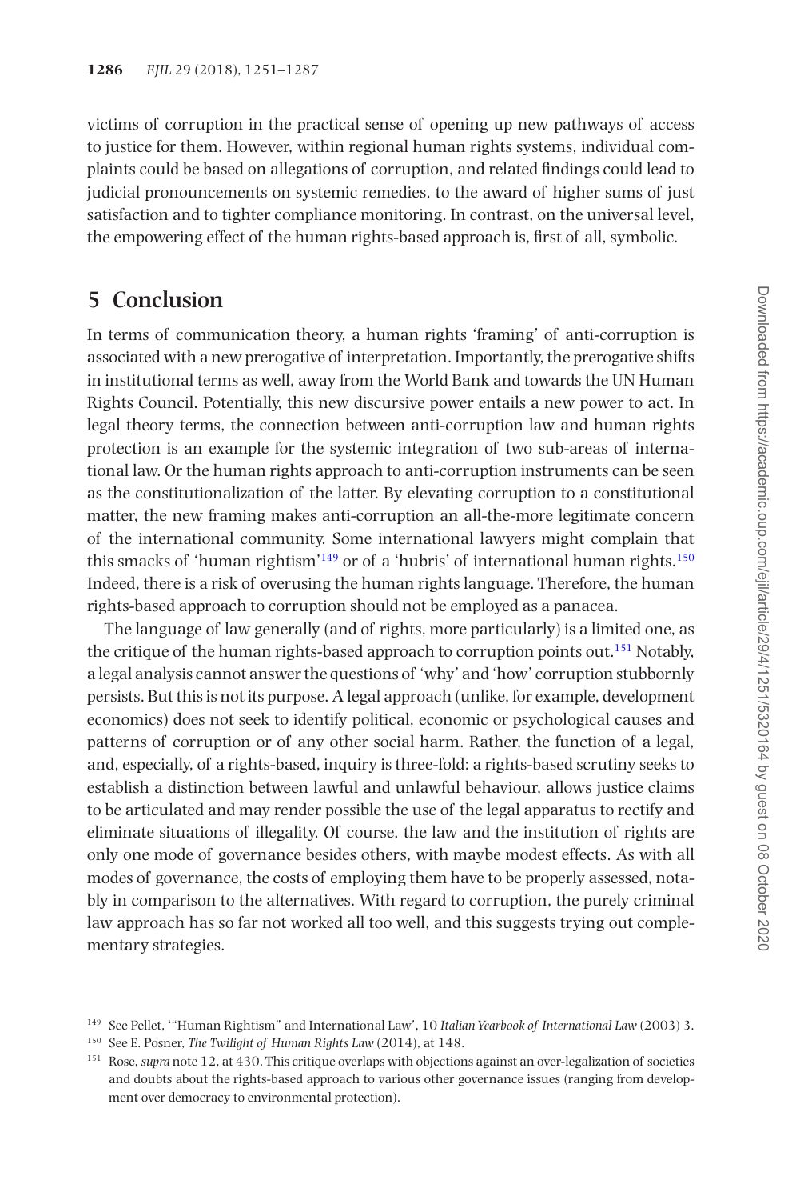victims of corruption in the practical sense of opening up new pathways of access to justice for them. However, within regional human rights systems, individual complaints could be based on allegations of corruption, and related findings could lead to judicial pronouncements on systemic remedies, to the award of higher sums of just satisfaction and to tighter compliance monitoring. In contrast, on the universal level, the empowering effect of the human rights-based approach is, first of all, symbolic.

## 5 Conclusion

In terms of communication theory, a human rights 'framing' of anti-corruption is associated with a new prerogative of interpretation. Importantly, the prerogative shifts in institutional terms as well, away from the World Bank and towards the UN Human Rights Council. Potentially, this new discursive power entails a new power to act. In legal theory terms, the connection between anti-corruption law and human rights protection is an example for the systemic integration of two sub-areas of international law. Or the human rights approach to anti-corruption instruments can be seen as the constitutionalization of the latter. By elevating corruption to a constitutional matter, the new framing makes anti-corruption an all-the-more legitimate concern of the international community. Some international lawyers might complain that this smacks of 'human rightism'[149] or of a 'hubris' of international human rights.[150] Indeed, there is a risk of overusing the human rights language. Therefore, the human rights-based approach to corruption should not be employed as a panacea.

The language of law generally (and of rights, more particularly) is a limited one, as the critique of the human rights-based approach to corruption points out.[151] Notably, a legal analysis cannot answer the questions of 'why' and 'how' corruption stubbornly persists. But this is not its purpose. A legal approach (unlike, for example, development economics) does not seek to identify political, economic or psychological causes and patterns of corruption or of any other social harm. Rather, the function of a legal, and, especially, of a rights-based, inquiry is three-fold: a rights-based scrutiny seeks to establish a distinction between lawful and unlawful behaviour, allows justice claims to be articulated and may render possible the use of the legal apparatus to rectify and eliminate situations of illegality. Of course, the law and the institution of rights are only one mode of governance besides others, with maybe modest effects. As with all modes of governance, the costs of employing them have to be properly assessed, notably in comparison to the alternatives. With regard to corruption, the purely criminal law approach has so far not worked all too well, and this suggests trying out complementary strategies.

---

[149] See Pellet, '"Human Rightism" and International Law', 10 *Italian Yearbook of International Law* (2003) 3.

[150] See E. Posner, *The Twilight of Human Rights Law* (2014), at 148.

[151] Rose, *supra* note 12, at 430. This critique overlaps with objections against an over-legalization of societies and doubts about the rights-based approach to various other governance issues (ranging from development over democracy to environmental protection).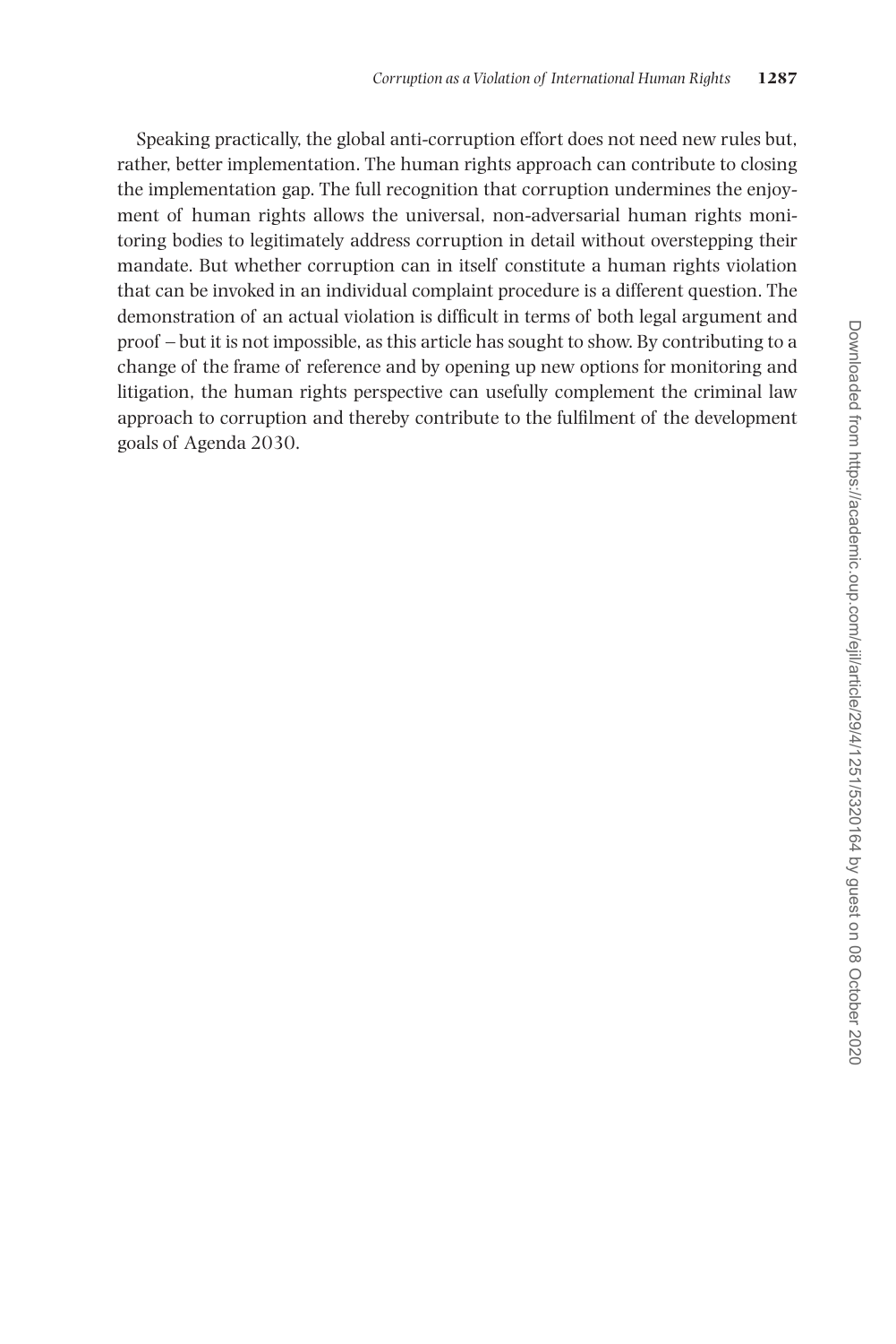Speaking practically, the global anti-corruption effort does not need new rules but, rather, better implementation. The human rights approach can contribute to closing the implementation gap. The full recognition that corruption undermines the enjoyment of human rights allows the universal, non-adversarial human rights monitoring bodies to legitimately address corruption in detail without overstepping their mandate. But whether corruption can in itself constitute a human rights violation that can be invoked in an individual complaint procedure is a different question. The demonstration of an actual violation is difficult in terms of both legal argument and proof – but it is not impossible, as this article has sought to show. By contributing to a change of the frame of reference and by opening up new options for monitoring and litigation, the human rights perspective can usefully complement the criminal law approach to corruption and thereby contribute to the fulfilment of the development goals of Agenda 2030.